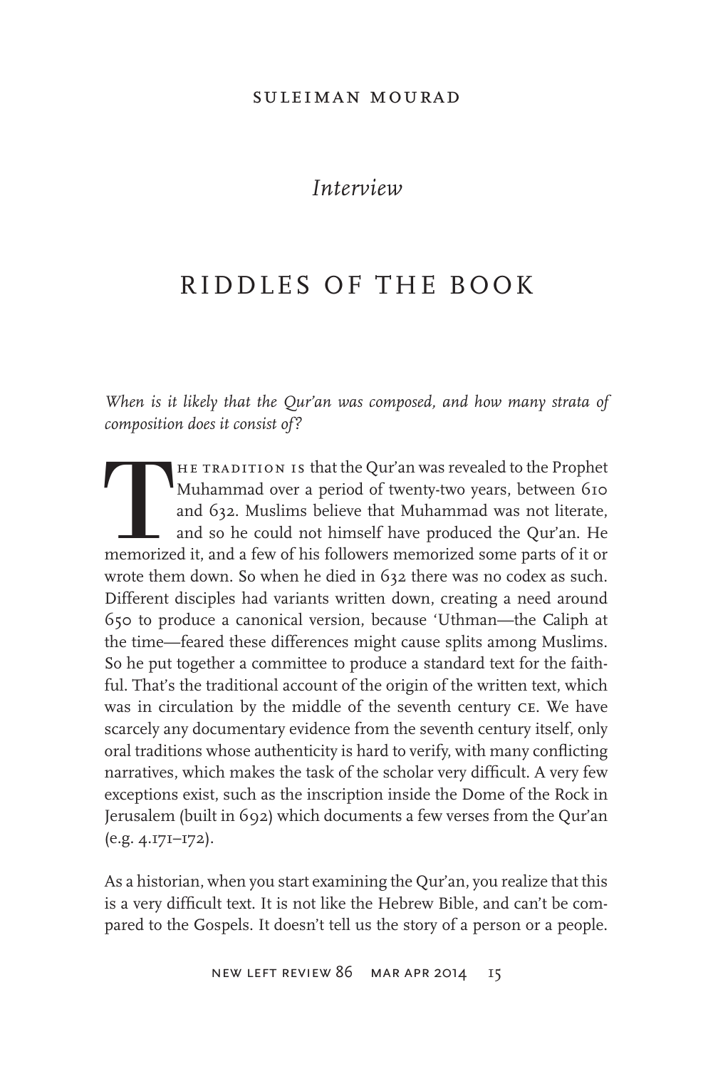SULEIMAN MOURAD

*Interview*

# RIDDLES OF THE BOOK

*When is it likely that the Qur'an was composed, and how many strata of composition does it consist of?*

The tradition is that the Qur'an was revealed to the Prophet Muhammad over a period of twenty-two years, between 610 and 632. Muslims believe that Muhammad was not literate, and so he could not himself have produced the Qur'an. He memorized it, and a few of his followers memorized some parts of it or wrote them down. So when he died in 632 there was no codex as such. Different disciples had variants written down, creating a need around 650 to produce a canonical version, because 'Uthman—the Caliph at the time—feared these differences might cause splits among Muslims. So he put together a committee to produce a standard text for the faithful. That's the traditional account of the origin of the written text, which was in circulation by the middle of the seventh century CE. We have scarcely any documentary evidence from the seventh century itself, only oral traditions whose authenticity is hard to verify, with many conflicting narratives, which makes the task of the scholar very difficult. A very few exceptions exist, such as the inscription inside the Dome of the Rock in Jerusalem (built in 692) which documents a few verses from the Qur'an (e.g. 4.171–172).

As a historian, when you start examining the Qur'an, you realize that this is a very difficult text. It is not like the Hebrew Bible, and can't be compared to the Gospels. It doesn't tell us the story of a person or a people.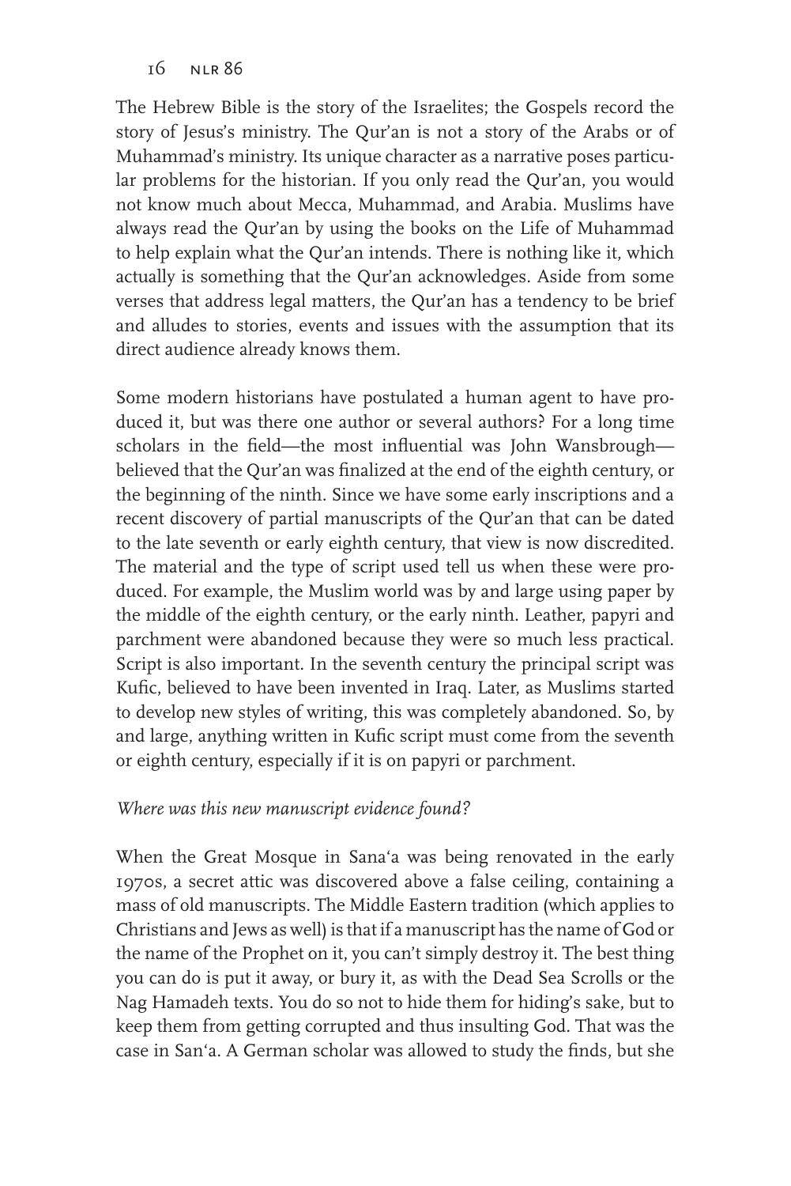The Hebrew Bible is the story of the Israelites; the Gospels record the story of Jesus's ministry. The Qur'an is not a story of the Arabs or of Muhammad's ministry. Its unique character as a narrative poses particular problems for the historian. If you only read the Qur'an, you would not know much about Mecca, Muhammad, and Arabia. Muslims have always read the Qur'an by using the books on the Life of Muhammad to help explain what the Qur'an intends. There is nothing like it, which actually is something that the Qur'an acknowledges. Aside from some verses that address legal matters, the Qur'an has a tendency to be brief and alludes to stories, events and issues with the assumption that its direct audience already knows them.

Some modern historians have postulated a human agent to have produced it, but was there one author or several authors? For a long time scholars in the field—the most influential was John Wansbrough—believed that the Qur'an was finalized at the end of the eighth century, or the beginning of the ninth. Since we have some early inscriptions and a recent discovery of partial manuscripts of the Qur'an that can be dated to the late seventh or early eighth century, that view is now discredited. The material and the type of script used tell us when these were produced. For example, the Muslim world was by and large using paper by the middle of the eighth century, or the early ninth. Leather, papyri and parchment were abandoned because they were so much less practical. Script is also important. In the seventh century the principal script was Kufic, believed to have been invented in Iraq. Later, as Muslims started to develop new styles of writing, this was completely abandoned. So, by and large, anything written in Kufic script must come from the seventh or eighth century, especially if it is on papyri or parchment.

*Where was this new manuscript evidence found?*

When the Great Mosque in Sana'a was being renovated in the early 1970s, a secret attic was discovered above a false ceiling, containing a mass of old manuscripts. The Middle Eastern tradition (which applies to Christians and Jews as well) is that if a manuscript has the name of God or the name of the Prophet on it, you can't simply destroy it. The best thing you can do is put it away, or bury it, as with the Dead Sea Scrolls or the Nag Hamadeh texts. You do so not to hide them for hiding's sake, but to keep them from getting corrupted and thus insulting God. That was the case in San'a. A German scholar was allowed to study the finds, but she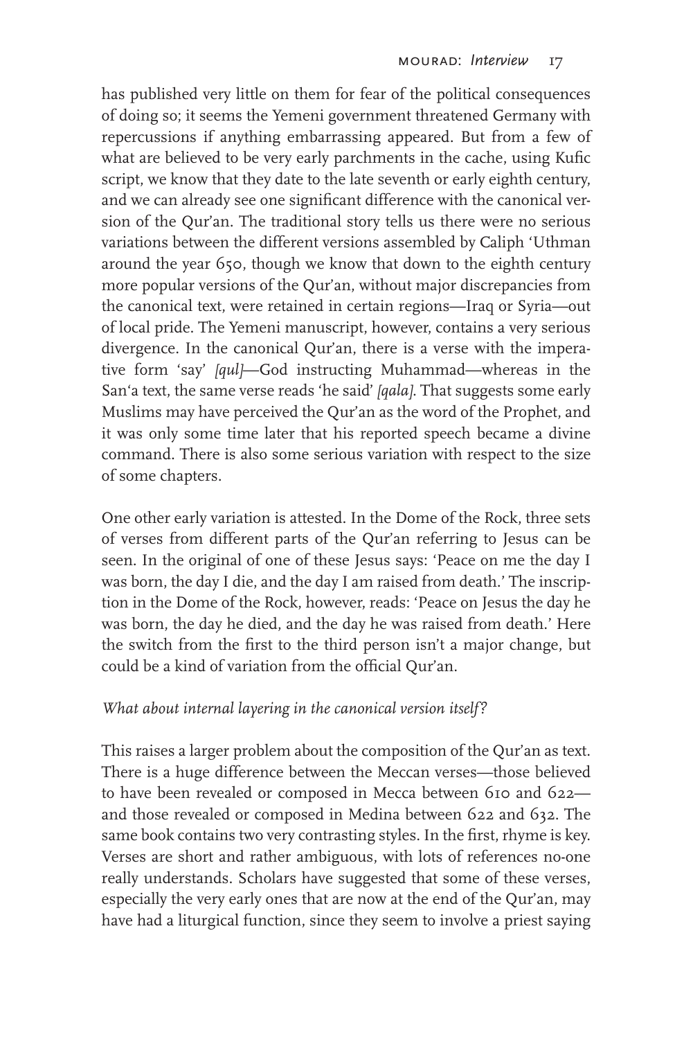has published very little on them for fear of the political consequences of doing so; it seems the Yemeni government threatened Germany with repercussions if anything embarrassing appeared. But from a few of what are believed to be very early parchments in the cache, using Kufic script, we know that they date to the late seventh or early eighth century, and we can already see one significant difference with the canonical version of the Qur'an. The traditional story tells us there were no serious variations between the different versions assembled by Caliph 'Uthman around the year 650, though we know that down to the eighth century more popular versions of the Qur'an, without major discrepancies from the canonical text, were retained in certain regions—Iraq or Syria—out of local pride. The Yemeni manuscript, however, contains a very serious divergence. In the canonical Qur'an, there is a verse with the imperative form 'say' *[qul]*—God instructing Muhammad—whereas in the San'a text, the same verse reads 'he said' *[qala]*. That suggests some early Muslims may have perceived the Qur'an as the word of the Prophet, and it was only some time later that his reported speech became a divine command. There is also some serious variation with respect to the size of some chapters.

One other early variation is attested. In the Dome of the Rock, three sets of verses from different parts of the Qur'an referring to Jesus can be seen. In the original of one of these Jesus says: 'Peace on me the day I was born, the day I die, and the day I am raised from death.' The inscription in the Dome of the Rock, however, reads: 'Peace on Jesus the day he was born, the day he died, and the day he was raised from death.' Here the switch from the first to the third person isn't a major change, but could be a kind of variation from the official Qur'an.

*What about internal layering in the canonical version itself?*

This raises a larger problem about the composition of the Qur'an as text. There is a huge difference between the Meccan verses—those believed to have been revealed or composed in Mecca between 610 and 622—and those revealed or composed in Medina between 622 and 632. The same book contains two very contrasting styles. In the first, rhyme is key. Verses are short and rather ambiguous, with lots of references no-one really understands. Scholars have suggested that some of these verses, especially the very early ones that are now at the end of the Qur'an, may have had a liturgical function, since they seem to involve a priest saying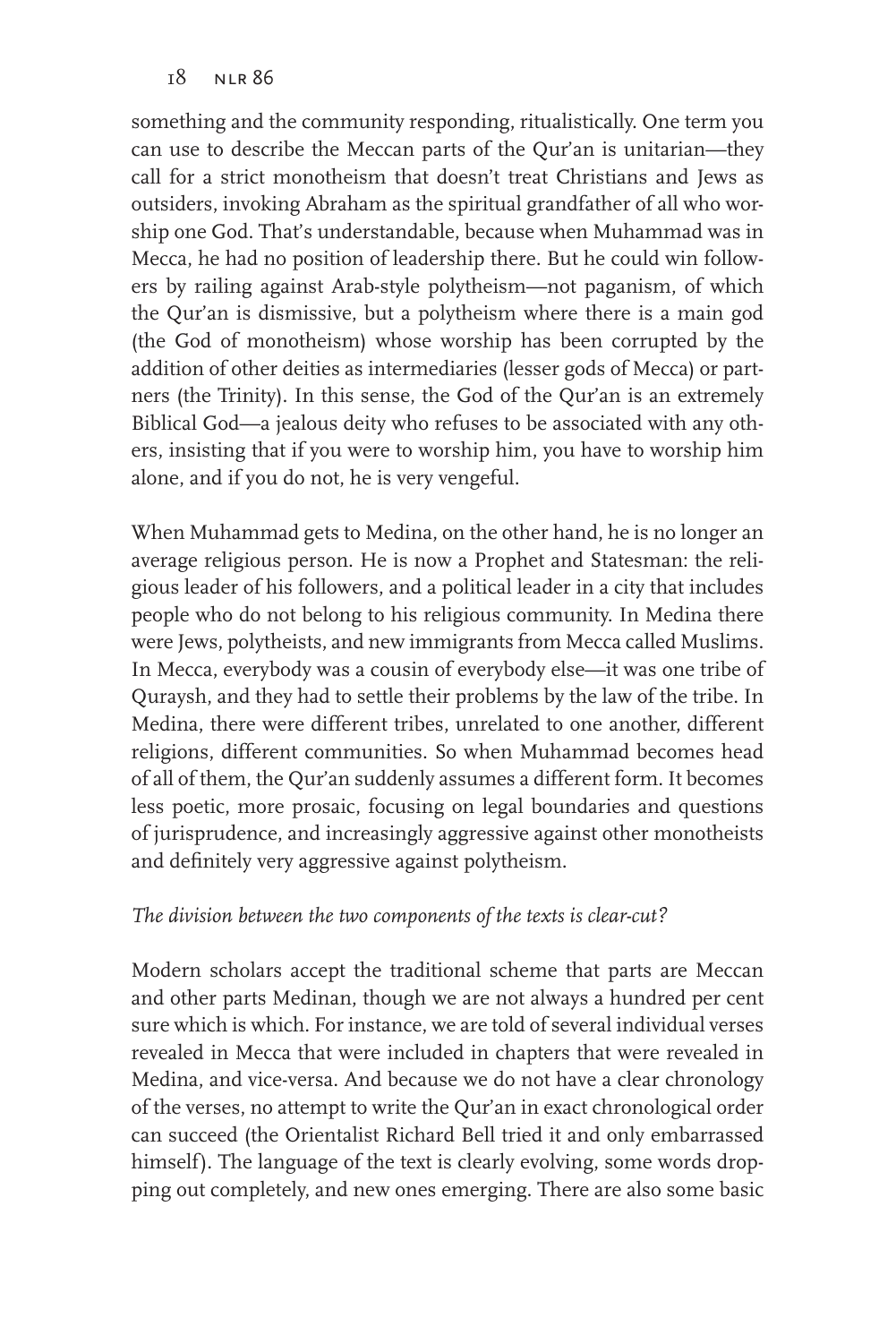something and the community responding, ritualistically. One term you can use to describe the Meccan parts of the Qur'an is unitarian—they call for a strict monotheism that doesn't treat Christians and Jews as outsiders, invoking Abraham as the spiritual grandfather of all who worship one God. That's understandable, because when Muhammad was in Mecca, he had no position of leadership there. But he could win followers by railing against Arab-style polytheism—not paganism, of which the Qur'an is dismissive, but a polytheism where there is a main god (the God of monotheism) whose worship has been corrupted by the addition of other deities as intermediaries (lesser gods of Mecca) or partners (the Trinity). In this sense, the God of the Qur'an is an extremely Biblical God—a jealous deity who refuses to be associated with any others, insisting that if you were to worship him, you have to worship him alone, and if you do not, he is very vengeful.

When Muhammad gets to Medina, on the other hand, he is no longer an average religious person. He is now a Prophet and Statesman: the religious leader of his followers, and a political leader in a city that includes people who do not belong to his religious community. In Medina there were Jews, polytheists, and new immigrants from Mecca called Muslims. In Mecca, everybody was a cousin of everybody else—it was one tribe of Quraysh, and they had to settle their problems by the law of the tribe. In Medina, there were different tribes, unrelated to one another, different religions, different communities. So when Muhammad becomes head of all of them, the Qur'an suddenly assumes a different form. It becomes less poetic, more prosaic, focusing on legal boundaries and questions of jurisprudence, and increasingly aggressive against other monotheists and definitely very aggressive against polytheism.

*The division between the two components of the texts is clear-cut?*

Modern scholars accept the traditional scheme that parts are Meccan and other parts Medinan, though we are not always a hundred per cent sure which is which. For instance, we are told of several individual verses revealed in Mecca that were included in chapters that were revealed in Medina, and vice-versa. And because we do not have a clear chronology of the verses, no attempt to write the Qur'an in exact chronological order can succeed (the Orientalist Richard Bell tried it and only embarrassed himself). The language of the text is clearly evolving, some words dropping out completely, and new ones emerging. There are also some basic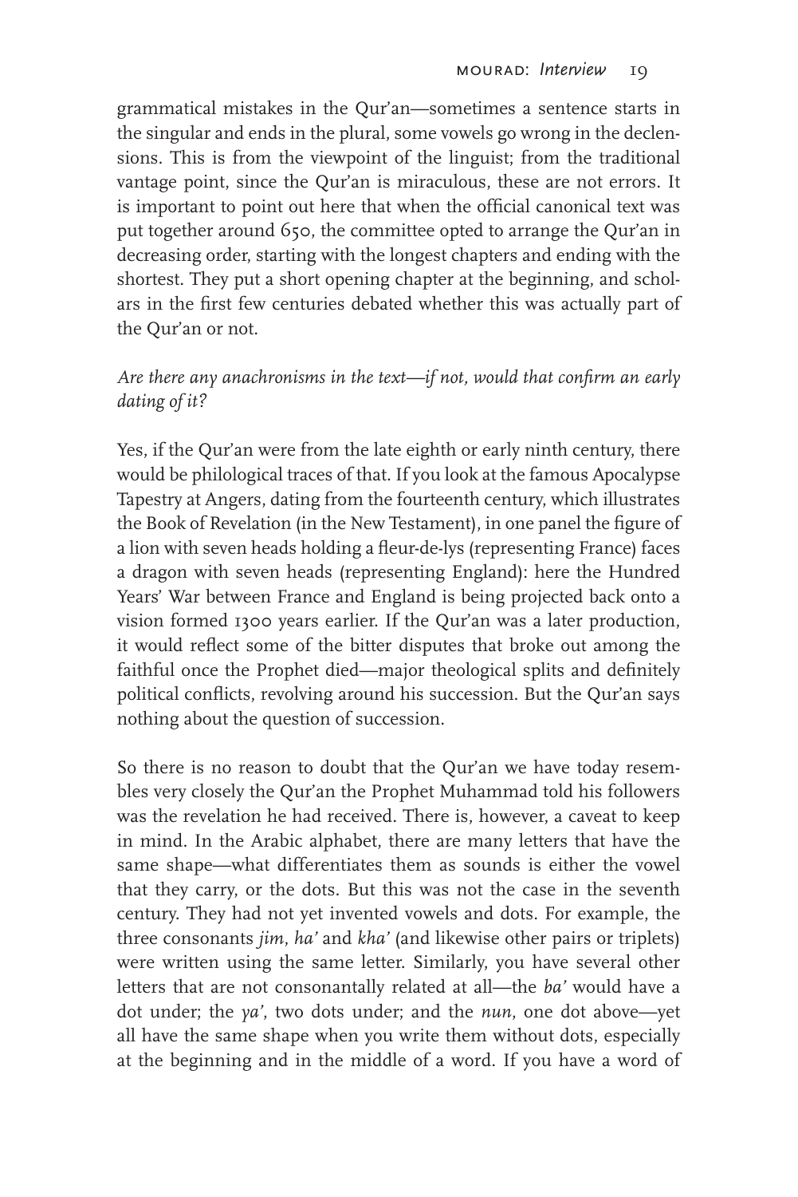grammatical mistakes in the Qur'an—sometimes a sentence starts in the singular and ends in the plural, some vowels go wrong in the declensions. This is from the viewpoint of the linguist; from the traditional vantage point, since the Qur'an is miraculous, these are not errors. It is important to point out here that when the official canonical text was put together around 650, the committee opted to arrange the Qur'an in decreasing order, starting with the longest chapters and ending with the shortest. They put a short opening chapter at the beginning, and scholars in the first few centuries debated whether this was actually part of the Qur'an or not.

*Are there any anachronisms in the text—if not, would that confirm an early dating of it?*

Yes, if the Qur'an were from the late eighth or early ninth century, there would be philological traces of that. If you look at the famous Apocalypse Tapestry at Angers, dating from the fourteenth century, which illustrates the Book of Revelation (in the New Testament), in one panel the figure of a lion with seven heads holding a fleur-de-lys (representing France) faces a dragon with seven heads (representing England): here the Hundred Years' War between France and England is being projected back onto a vision formed 1300 years earlier. If the Qur'an was a later production, it would reflect some of the bitter disputes that broke out among the faithful once the Prophet died—major theological splits and definitely political conflicts, revolving around his succession. But the Qur'an says nothing about the question of succession.

So there is no reason to doubt that the Qur'an we have today resembles very closely the Qur'an the Prophet Muhammad told his followers was the revelation he had received. There is, however, a caveat to keep in mind. In the Arabic alphabet, there are many letters that have the same shape—what differentiates them as sounds is either the vowel that they carry, or the dots. But this was not the case in the seventh century. They had not yet invented vowels and dots. For example, the three consonants *jim*, *ha'* and *kha'* (and likewise other pairs or triplets) were written using the same letter. Similarly, you have several other letters that are not consonantally related at all—the *ba'* would have a dot under; the *ya'*, two dots under; and the *nun*, one dot above—yet all have the same shape when you write them without dots, especially at the beginning and in the middle of a word. If you have a word of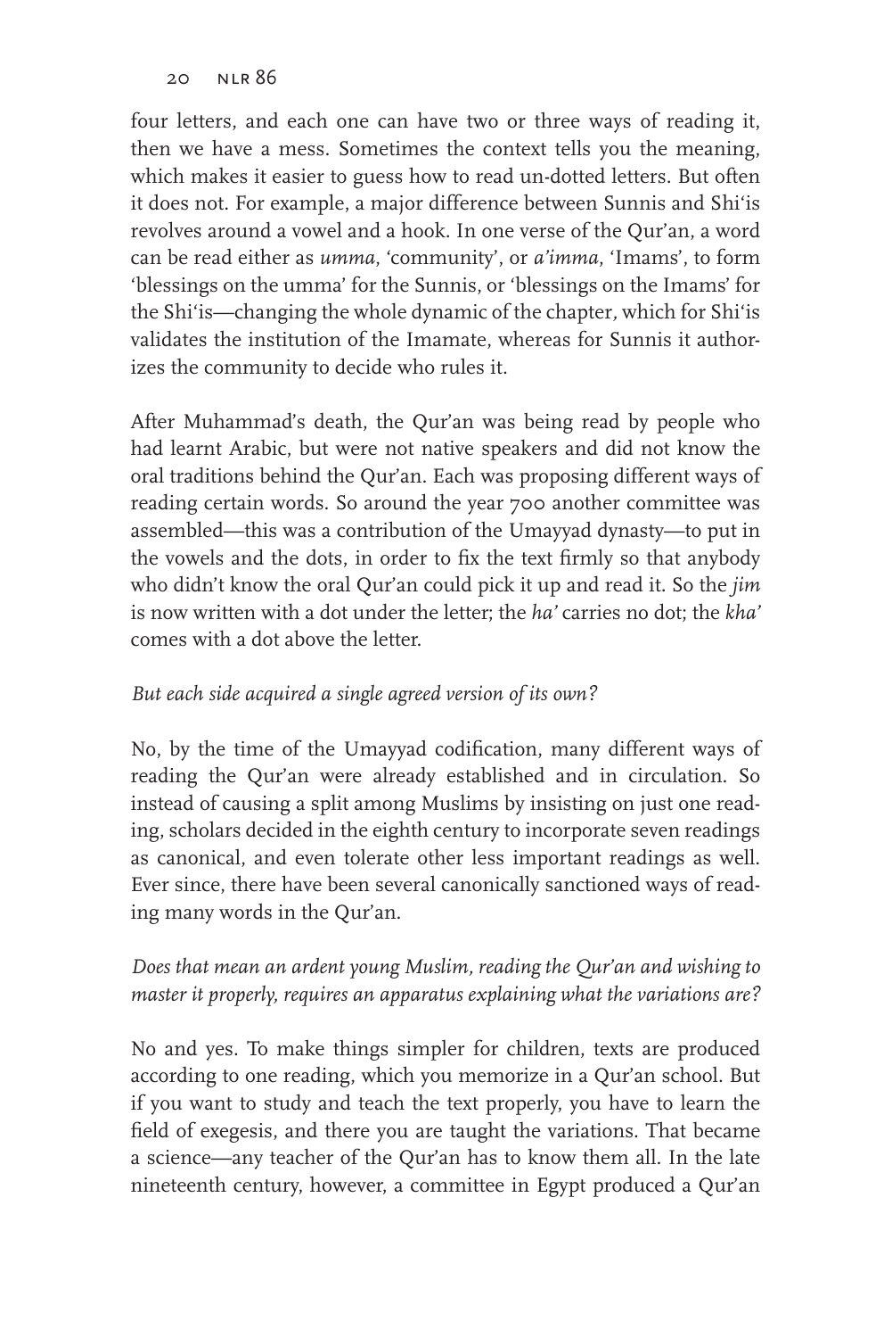four letters, and each one can have two or three ways of reading it, then we have a mess. Sometimes the context tells you the meaning, which makes it easier to guess how to read un-dotted letters. But often it does not. For example, a major difference between Sunnis and Shi'is revolves around a vowel and a hook. In one verse of the Qur'an, a word can be read either as *umma*, 'community', or *a'imma*, 'Imams', to form 'blessings on the umma' for the Sunnis, or 'blessings on the Imams' for the Shi'is—changing the whole dynamic of the chapter, which for Shi'is validates the institution of the Imamate, whereas for Sunnis it authorizes the community to decide who rules it.

After Muhammad's death, the Qur'an was being read by people who had learnt Arabic, but were not native speakers and did not know the oral traditions behind the Qur'an. Each was proposing different ways of reading certain words. So around the year 700 another committee was assembled—this was a contribution of the Umayyad dynasty—to put in the vowels and the dots, in order to fix the text firmly so that anybody who didn't know the oral Qur'an could pick it up and read it. So the *jim* is now written with a dot under the letter; the *ha'* carries no dot; the *kha'* comes with a dot above the letter.

*But each side acquired a single agreed version of its own?*

No, by the time of the Umayyad codification, many different ways of reading the Qur'an were already established and in circulation. So instead of causing a split among Muslims by insisting on just one reading, scholars decided in the eighth century to incorporate seven readings as canonical, and even tolerate other less important readings as well. Ever since, there have been several canonically sanctioned ways of reading many words in the Qur'an.

*Does that mean an ardent young Muslim, reading the Qur'an and wishing to master it properly, requires an apparatus explaining what the variations are?*

No and yes. To make things simpler for children, texts are produced according to one reading, which you memorize in a Qur'an school. But if you want to study and teach the text properly, you have to learn the field of exegesis, and there you are taught the variations. That became a science—any teacher of the Qur'an has to know them all. In the late nineteenth century, however, a committee in Egypt produced a Qur'an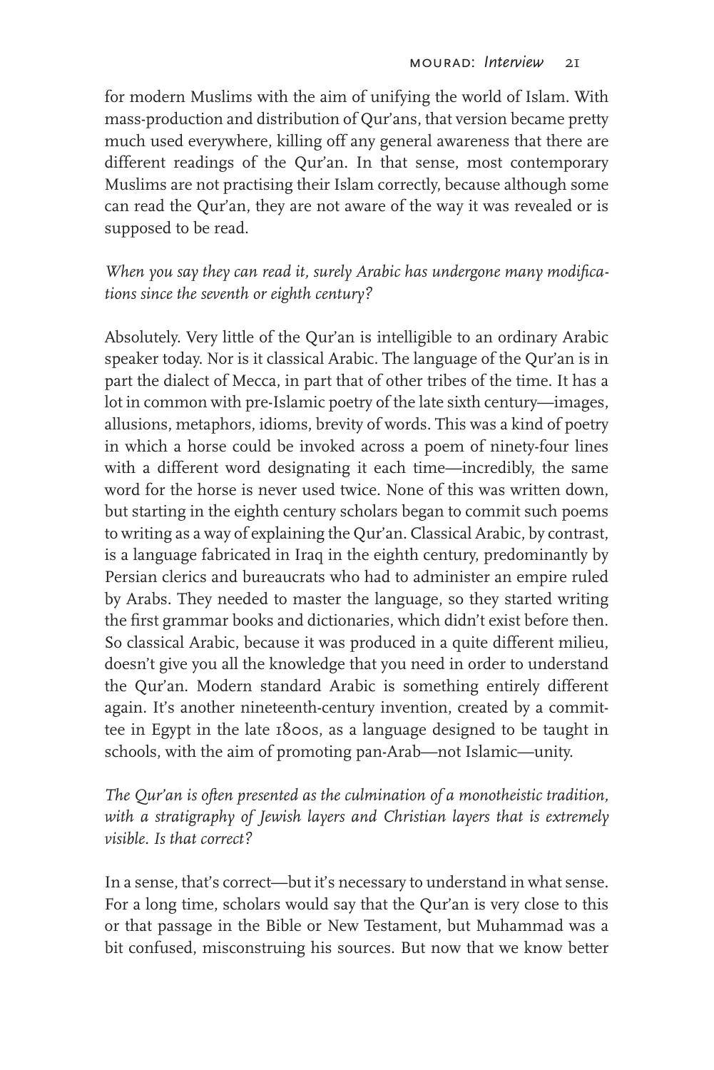for modern Muslims with the aim of unifying the world of Islam. With mass-production and distribution of Qur'ans, that version became pretty much used everywhere, killing off any general awareness that there are different readings of the Qur'an. In that sense, most contemporary Muslims are not practising their Islam correctly, because although some can read the Qur'an, they are not aware of the way it was revealed or is supposed to be read.

*When you say they can read it, surely Arabic has undergone many modifications since the seventh or eighth century?*

Absolutely. Very little of the Qur'an is intelligible to an ordinary Arabic speaker today. Nor is it classical Arabic. The language of the Qur'an is in part the dialect of Mecca, in part that of other tribes of the time. It has a lot in common with pre-Islamic poetry of the late sixth century—images, allusions, metaphors, idioms, brevity of words. This was a kind of poetry in which a horse could be invoked across a poem of ninety-four lines with a different word designating it each time—incredibly, the same word for the horse is never used twice. None of this was written down, but starting in the eighth century scholars began to commit such poems to writing as a way of explaining the Qur'an. Classical Arabic, by contrast, is a language fabricated in Iraq in the eighth century, predominantly by Persian clerics and bureaucrats who had to administer an empire ruled by Arabs. They needed to master the language, so they started writing the first grammar books and dictionaries, which didn't exist before then. So classical Arabic, because it was produced in a quite different milieu, doesn't give you all the knowledge that you need in order to understand the Qur'an. Modern standard Arabic is something entirely different again. It's another nineteenth-century invention, created by a committee in Egypt in the late 1800s, as a language designed to be taught in schools, with the aim of promoting pan-Arab—not Islamic—unity.

*The Qur'an is often presented as the culmination of a monotheistic tradition, with a stratigraphy of Jewish layers and Christian layers that is extremely visible. Is that correct?*

In a sense, that's correct—but it's necessary to understand in what sense. For a long time, scholars would say that the Qur'an is very close to this or that passage in the Bible or New Testament, but Muhammad was a bit confused, misconstruing his sources. But now that we know better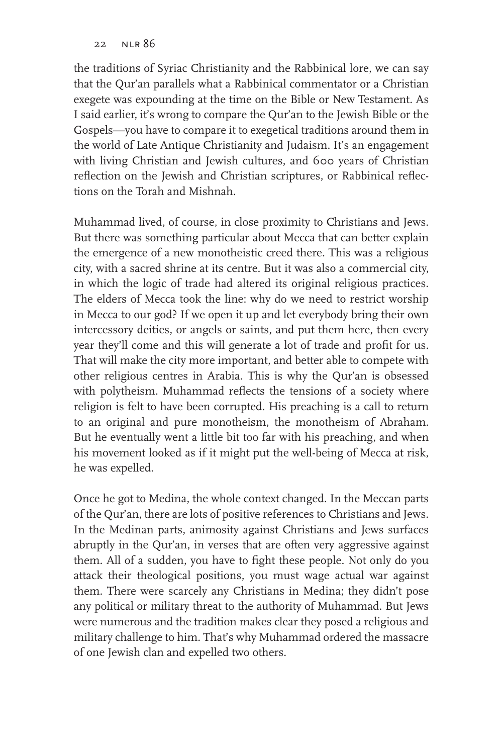the traditions of Syriac Christianity and the Rabbinical lore, we can say that the Qur'an parallels what a Rabbinical commentator or a Christian exegete was expounding at the time on the Bible or New Testament. As I said earlier, it's wrong to compare the Qur'an to the Jewish Bible or the Gospels—you have to compare it to exegetical traditions around them in the world of Late Antique Christianity and Judaism. It's an engagement with living Christian and Jewish cultures, and 600 years of Christian reflection on the Jewish and Christian scriptures, or Rabbinical reflections on the Torah and Mishnah.

Muhammad lived, of course, in close proximity to Christians and Jews. But there was something particular about Mecca that can better explain the emergence of a new monotheistic creed there. This was a religious city, with a sacred shrine at its centre. But it was also a commercial city, in which the logic of trade had altered its original religious practices. The elders of Mecca took the line: why do we need to restrict worship in Mecca to our god? If we open it up and let everybody bring their own intercessory deities, or angels or saints, and put them here, then every year they'll come and this will generate a lot of trade and profit for us. That will make the city more important, and better able to compete with other religious centres in Arabia. This is why the Qur'an is obsessed with polytheism. Muhammad reflects the tensions of a society where religion is felt to have been corrupted. His preaching is a call to return to an original and pure monotheism, the monotheism of Abraham. But he eventually went a little bit too far with his preaching, and when his movement looked as if it might put the well-being of Mecca at risk, he was expelled.

Once he got to Medina, the whole context changed. In the Meccan parts of the Qur'an, there are lots of positive references to Christians and Jews. In the Medinan parts, animosity against Christians and Jews surfaces abruptly in the Qur'an, in verses that are often very aggressive against them. All of a sudden, you have to fight these people. Not only do you attack their theological positions, you must wage actual war against them. There were scarcely any Christians in Medina; they didn't pose any political or military threat to the authority of Muhammad. But Jews were numerous and the tradition makes clear they posed a religious and military challenge to him. That's why Muhammad ordered the massacre of one Jewish clan and expelled two others.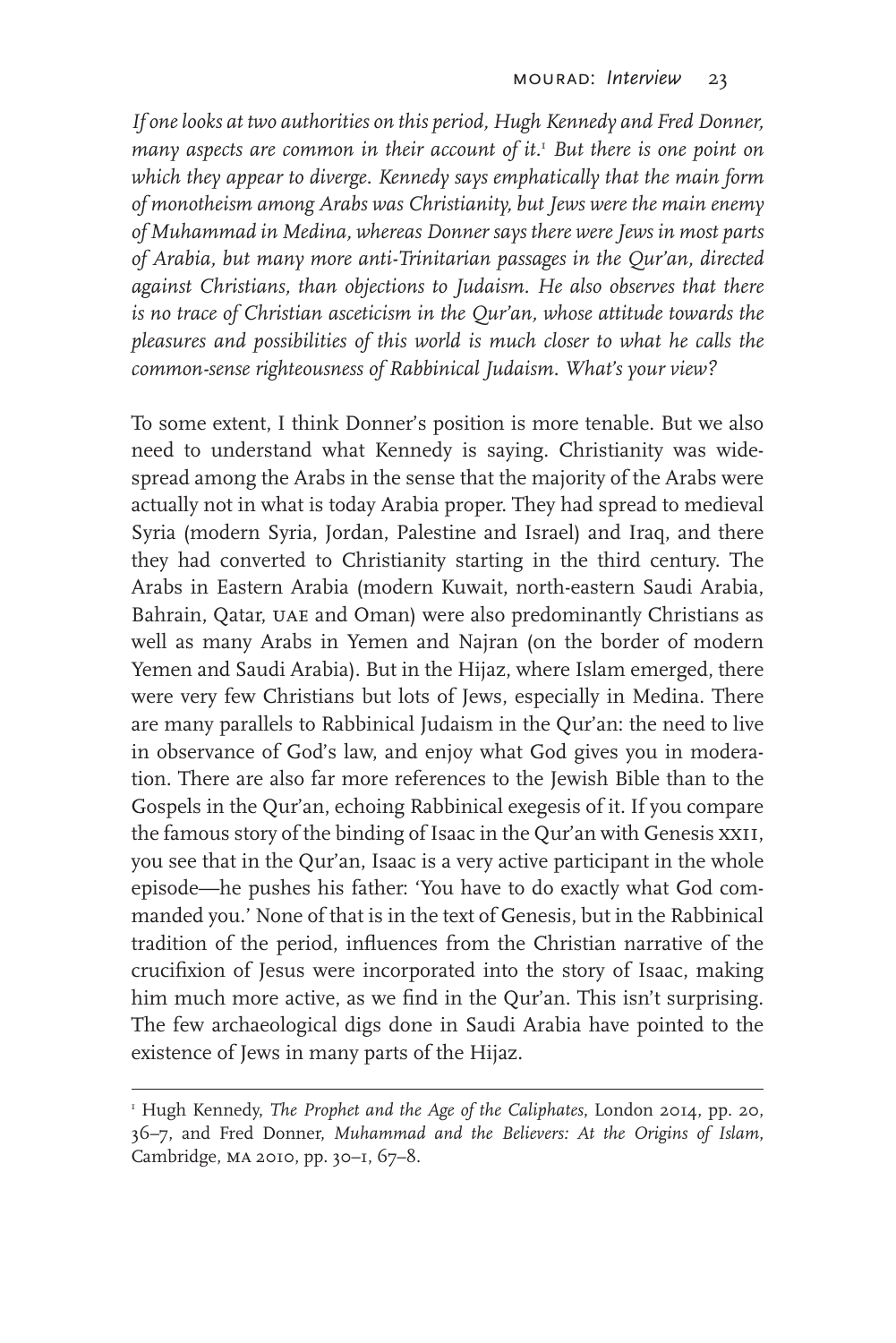*If one looks at two authorities on this period, Hugh Kennedy and Fred Donner, many aspects are common in their account of it.*[1] *But there is one point on which they appear to diverge. Kennedy says emphatically that the main form of monotheism among Arabs was Christianity, but Jews were the main enemy of Muhammad in Medina, whereas Donner says there were Jews in most parts of Arabia, but many more anti-Trinitarian passages in the Qur'an, directed against Christians, than objections to Judaism. He also observes that there is no trace of Christian asceticism in the Qur'an, whose attitude towards the pleasures and possibilities of this world is much closer to what he calls the common-sense righteousness of Rabbinical Judaism. What's your view?*

To some extent, I think Donner's position is more tenable. But we also need to understand what Kennedy is saying. Christianity was widespread among the Arabs in the sense that the majority of the Arabs were actually not in what is today Arabia proper. They had spread to medieval Syria (modern Syria, Jordan, Palestine and Israel) and Iraq, and there they had converted to Christianity starting in the third century. The Arabs in Eastern Arabia (modern Kuwait, north-eastern Saudi Arabia, Bahrain, Qatar, UAE and Oman) were also predominantly Christians as well as many Arabs in Yemen and Najran (on the border of modern Yemen and Saudi Arabia). But in the Hijaz, where Islam emerged, there were very few Christians but lots of Jews, especially in Medina. There are many parallels to Rabbinical Judaism in the Qur'an: the need to live in observance of God's law, and enjoy what God gives you in moderation. There are also far more references to the Jewish Bible than to the Gospels in the Qur'an, echoing Rabbinical exegesis of it. If you compare the famous story of the binding of Isaac in the Qur'an with Genesis XXII, you see that in the Qur'an, Isaac is a very active participant in the whole episode—he pushes his father: 'You have to do exactly what God commanded you.' None of that is in the text of Genesis, but in the Rabbinical tradition of the period, influences from the Christian narrative of the crucifixion of Jesus were incorporated into the story of Isaac, making him much more active, as we find in the Qur'an. This isn't surprising. The few archaeological digs done in Saudi Arabia have pointed to the existence of Jews in many parts of the Hijaz.

---

[1] Hugh Kennedy, *The Prophet and the Age of the Caliphates*, London 2014, pp. 20, 36–7, and Fred Donner, *Muhammad and the Believers: At the Origins of Islam*, Cambridge, MA 2010, pp. 30–1, 67–8.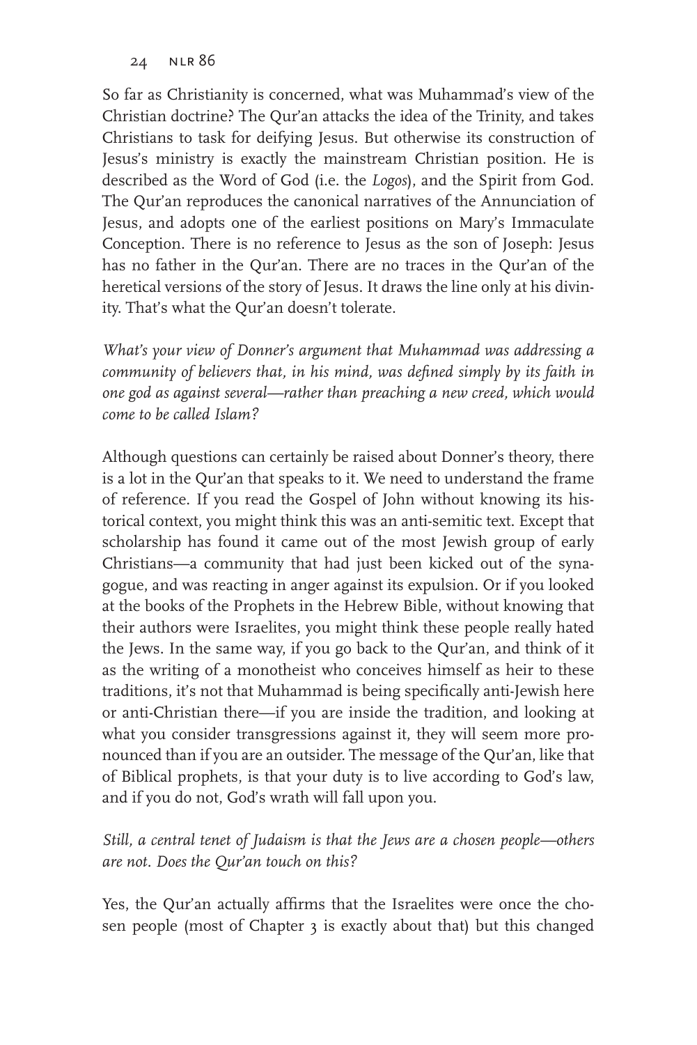So far as Christianity is concerned, what was Muhammad's view of the Christian doctrine? The Qur'an attacks the idea of the Trinity, and takes Christians to task for deifying Jesus. But otherwise its construction of Jesus's ministry is exactly the mainstream Christian position. He is described as the Word of God (i.e. the *Logos*), and the Spirit from God. The Qur'an reproduces the canonical narratives of the Annunciation of Jesus, and adopts one of the earliest positions on Mary's Immaculate Conception. There is no reference to Jesus as the son of Joseph: Jesus has no father in the Qur'an. There are no traces in the Qur'an of the heretical versions of the story of Jesus. It draws the line only at his divinity. That's what the Qur'an doesn't tolerate.

*What's your view of Donner's argument that Muhammad was addressing a community of believers that, in his mind, was defined simply by its faith in one god as against several—rather than preaching a new creed, which would come to be called Islam?*

Although questions can certainly be raised about Donner's theory, there is a lot in the Qur'an that speaks to it. We need to understand the frame of reference. If you read the Gospel of John without knowing its historical context, you might think this was an anti-semitic text. Except that scholarship has found it came out of the most Jewish group of early Christians—a community that had just been kicked out of the synagogue, and was reacting in anger against its expulsion. Or if you looked at the books of the Prophets in the Hebrew Bible, without knowing that their authors were Israelites, you might think these people really hated the Jews. In the same way, if you go back to the Qur'an, and think of it as the writing of a monotheist who conceives himself as heir to these traditions, it's not that Muhammad is being specifically anti-Jewish here or anti-Christian there—if you are inside the tradition, and looking at what you consider transgressions against it, they will seem more pronounced than if you are an outsider. The message of the Qur'an, like that of Biblical prophets, is that your duty is to live according to God's law, and if you do not, God's wrath will fall upon you.

*Still, a central tenet of Judaism is that the Jews are a chosen people—others are not. Does the Qur'an touch on this?*

Yes, the Qur'an actually affirms that the Israelites were once the chosen people (most of Chapter 3 is exactly about that) but this changed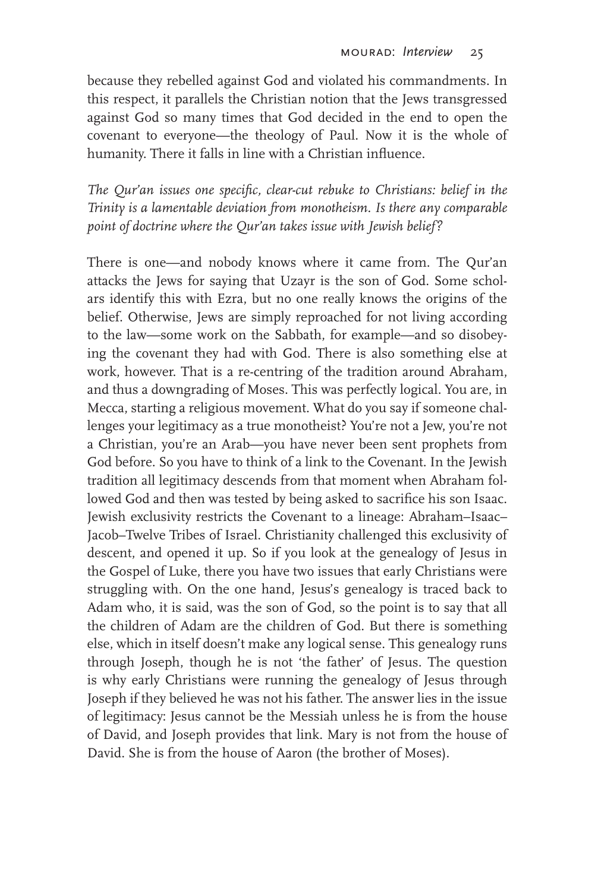because they rebelled against God and violated his commandments. In this respect, it parallels the Christian notion that the Jews transgressed against God so many times that God decided in the end to open the covenant to everyone—the theology of Paul. Now it is the whole of humanity. There it falls in line with a Christian influence.

*The Qur'an issues one specific, clear-cut rebuke to Christians: belief in the Trinity is a lamentable deviation from monotheism. Is there any comparable point of doctrine where the Qur'an takes issue with Jewish belief?*

There is one—and nobody knows where it came from. The Qur'an attacks the Jews for saying that Uzayr is the son of God. Some scholars identify this with Ezra, but no one really knows the origins of the belief. Otherwise, Jews are simply reproached for not living according to the law—some work on the Sabbath, for example—and so disobeying the covenant they had with God. There is also something else at work, however. That is a re-centring of the tradition around Abraham, and thus a downgrading of Moses. This was perfectly logical. You are, in Mecca, starting a religious movement. What do you say if someone challenges your legitimacy as a true monotheist? You're not a Jew, you're not a Christian, you're an Arab—you have never been sent prophets from God before. So you have to think of a link to the Covenant. In the Jewish tradition all legitimacy descends from that moment when Abraham followed God and then was tested by being asked to sacrifice his son Isaac. Jewish exclusivity restricts the Covenant to a lineage: Abraham–Isaac–Jacob–Twelve Tribes of Israel. Christianity challenged this exclusivity of descent, and opened it up. So if you look at the genealogy of Jesus in the Gospel of Luke, there you have two issues that early Christians were struggling with. On the one hand, Jesus's genealogy is traced back to Adam who, it is said, was the son of God, so the point is to say that all the children of Adam are the children of God. But there is something else, which in itself doesn't make any logical sense. This genealogy runs through Joseph, though he is not 'the father' of Jesus. The question is why early Christians were running the genealogy of Jesus through Joseph if they believed he was not his father. The answer lies in the issue of legitimacy: Jesus cannot be the Messiah unless he is from the house of David, and Joseph provides that link. Mary is not from the house of David. She is from the house of Aaron (the brother of Moses).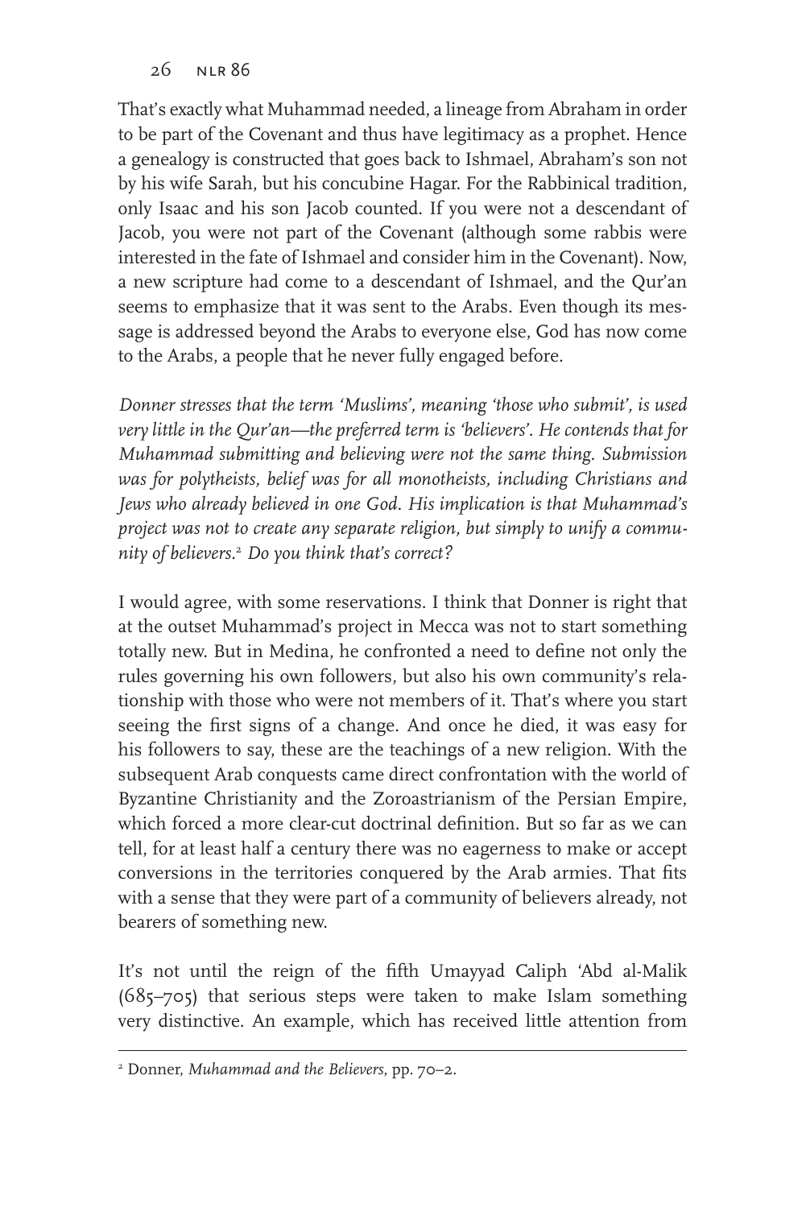That's exactly what Muhammad needed, a lineage from Abraham in order to be part of the Covenant and thus have legitimacy as a prophet. Hence a genealogy is constructed that goes back to Ishmael, Abraham's son not by his wife Sarah, but his concubine Hagar. For the Rabbinical tradition, only Isaac and his son Jacob counted. If you were not a descendant of Jacob, you were not part of the Covenant (although some rabbis were interested in the fate of Ishmael and consider him in the Covenant). Now, a new scripture had come to a descendant of Ishmael, and the Qur'an seems to emphasize that it was sent to the Arabs. Even though its message is addressed beyond the Arabs to everyone else, God has now come to the Arabs, a people that he never fully engaged before.

*Donner stresses that the term 'Muslims', meaning 'those who submit', is used very little in the Qur'an—the preferred term is 'believers'. He contends that for Muhammad submitting and believing were not the same thing. Submission was for polytheists, belief was for all monotheists, including Christians and Jews who already believed in one God. His implication is that Muhammad's project was not to create any separate religion, but simply to unify a community of believers.*[2] *Do you think that's correct?*

I would agree, with some reservations. I think that Donner is right that at the outset Muhammad's project in Mecca was not to start something totally new. But in Medina, he confronted a need to define not only the rules governing his own followers, but also his own community's relationship with those who were not members of it. That's where you start seeing the first signs of a change. And once he died, it was easy for his followers to say, these are the teachings of a new religion. With the subsequent Arab conquests came direct confrontation with the world of Byzantine Christianity and the Zoroastrianism of the Persian Empire, which forced a more clear-cut doctrinal definition. But so far as we can tell, for at least half a century there was no eagerness to make or accept conversions in the territories conquered by the Arab armies. That fits with a sense that they were part of a community of believers already, not bearers of something new.

It's not until the reign of the fifth Umayyad Caliph 'Abd al-Malik (685–705) that serious steps were taken to make Islam something very distinctive. An example, which has received little attention from

---

[2] Donner, *Muhammad and the Believers*, pp. 70–2.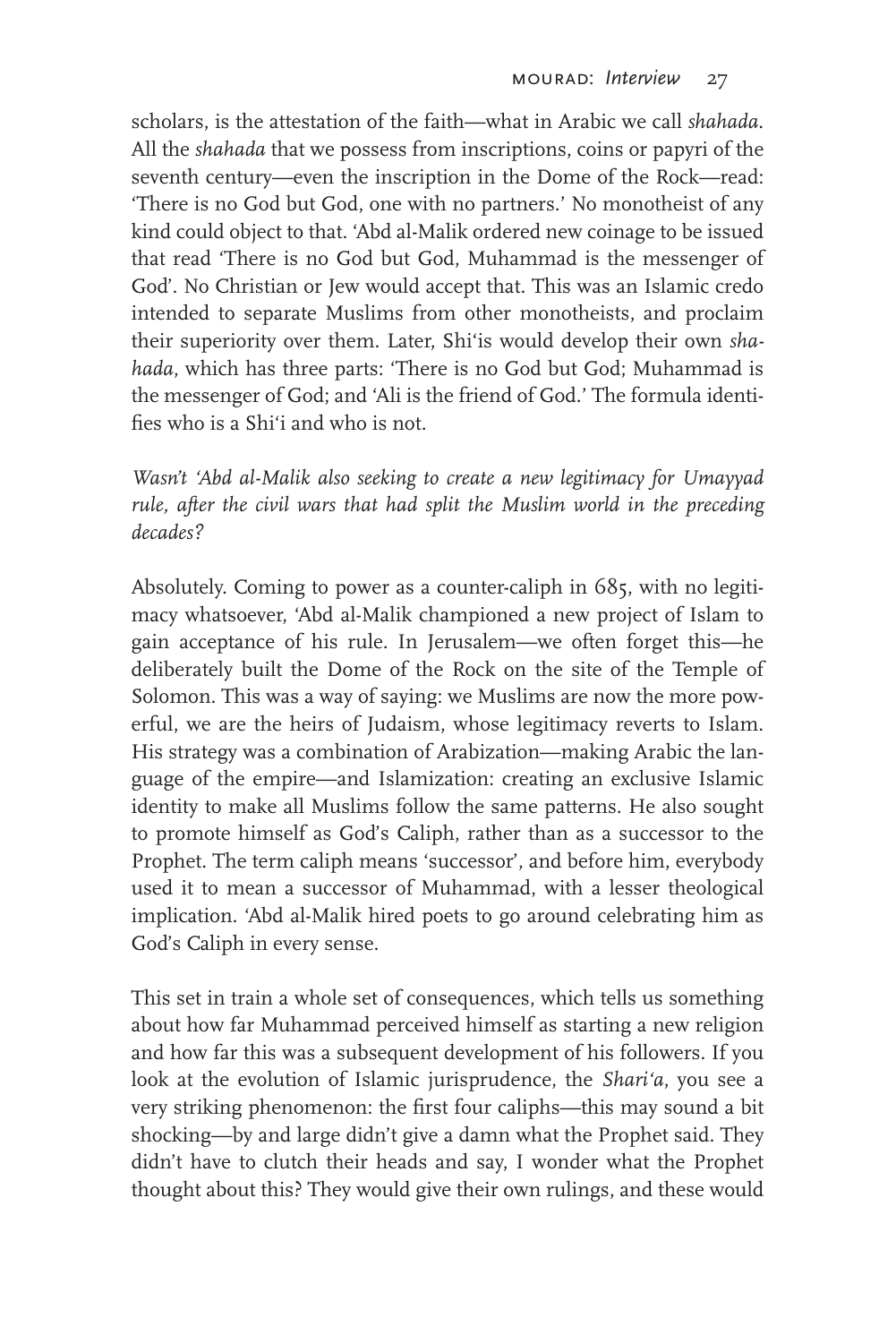scholars, is the attestation of the faith—what in Arabic we call *shahada*. All the *shahada* that we possess from inscriptions, coins or papyri of the seventh century—even the inscription in the Dome of the Rock—read: 'There is no God but God, one with no partners.' No monotheist of any kind could object to that. 'Abd al-Malik ordered new coinage to be issued that read 'There is no God but God, Muhammad is the messenger of God'. No Christian or Jew would accept that. This was an Islamic credo intended to separate Muslims from other monotheists, and proclaim their superiority over them. Later, Shi'is would develop their own *shahada*, which has three parts: 'There is no God but God; Muhammad is the messenger of God; and 'Ali is the friend of God.' The formula identifies who is a Shi'i and who is not.

*Wasn't 'Abd al-Malik also seeking to create a new legitimacy for Umayyad rule, after the civil wars that had split the Muslim world in the preceding decades?*

Absolutely. Coming to power as a counter-caliph in 685, with no legitimacy whatsoever, 'Abd al-Malik championed a new project of Islam to gain acceptance of his rule. In Jerusalem—we often forget this—he deliberately built the Dome of the Rock on the site of the Temple of Solomon. This was a way of saying: we Muslims are now the more powerful, we are the heirs of Judaism, whose legitimacy reverts to Islam. His strategy was a combination of Arabization—making Arabic the language of the empire—and Islamization: creating an exclusive Islamic identity to make all Muslims follow the same patterns. He also sought to promote himself as God's Caliph, rather than as a successor to the Prophet. The term caliph means 'successor', and before him, everybody used it to mean a successor of Muhammad, with a lesser theological implication. 'Abd al-Malik hired poets to go around celebrating him as God's Caliph in every sense.

This set in train a whole set of consequences, which tells us something about how far Muhammad perceived himself as starting a new religion and how far this was a subsequent development of his followers. If you look at the evolution of Islamic jurisprudence, the *Shari'a*, you see a very striking phenomenon: the first four caliphs—this may sound a bit shocking—by and large didn't give a damn what the Prophet said. They didn't have to clutch their heads and say, I wonder what the Prophet thought about this? They would give their own rulings, and these would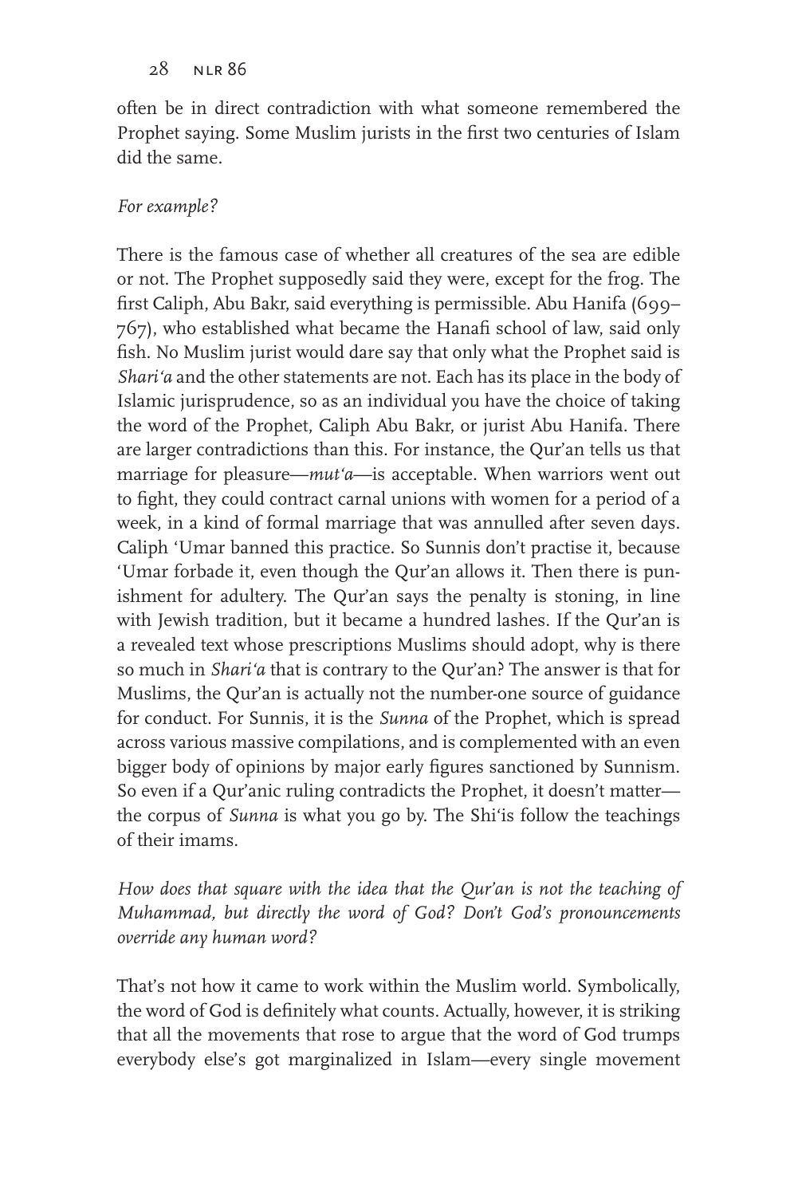often be in direct contradiction with what someone remembered the Prophet saying. Some Muslim jurists in the first two centuries of Islam did the same.

*For example?*

There is the famous case of whether all creatures of the sea are edible or not. The Prophet supposedly said they were, except for the frog. The first Caliph, Abu Bakr, said everything is permissible. Abu Hanifa (699–767), who established what became the Hanafi school of law, said only fish. No Muslim jurist would dare say that only what the Prophet said is *Shari'a* and the other statements are not. Each has its place in the body of Islamic jurisprudence, so as an individual you have the choice of taking the word of the Prophet, Caliph Abu Bakr, or jurist Abu Hanifa. There are larger contradictions than this. For instance, the Qur'an tells us that marriage for pleasure—*mut'a*—is acceptable. When warriors went out to fight, they could contract carnal unions with women for a period of a week, in a kind of formal marriage that was annulled after seven days. Caliph 'Umar banned this practice. So Sunnis don't practise it, because 'Umar forbade it, even though the Qur'an allows it. Then there is punishment for adultery. The Qur'an says the penalty is stoning, in line with Jewish tradition, but it became a hundred lashes. If the Qur'an is a revealed text whose prescriptions Muslims should adopt, why is there so much in *Shari'a* that is contrary to the Qur'an? The answer is that for Muslims, the Qur'an is actually not the number-one source of guidance for conduct. For Sunnis, it is the *Sunna* of the Prophet, which is spread across various massive compilations, and is complemented with an even bigger body of opinions by major early figures sanctioned by Sunnism. So even if a Qur'anic ruling contradicts the Prophet, it doesn't matter—the corpus of *Sunna* is what you go by. The Shi'is follow the teachings of their imams.

*How does that square with the idea that the Qur'an is not the teaching of Muhammad, but directly the word of God? Don't God's pronouncements override any human word?*

That's not how it came to work within the Muslim world. Symbolically, the word of God is definitely what counts. Actually, however, it is striking that all the movements that rose to argue that the word of God trumps everybody else's got marginalized in Islam—every single movement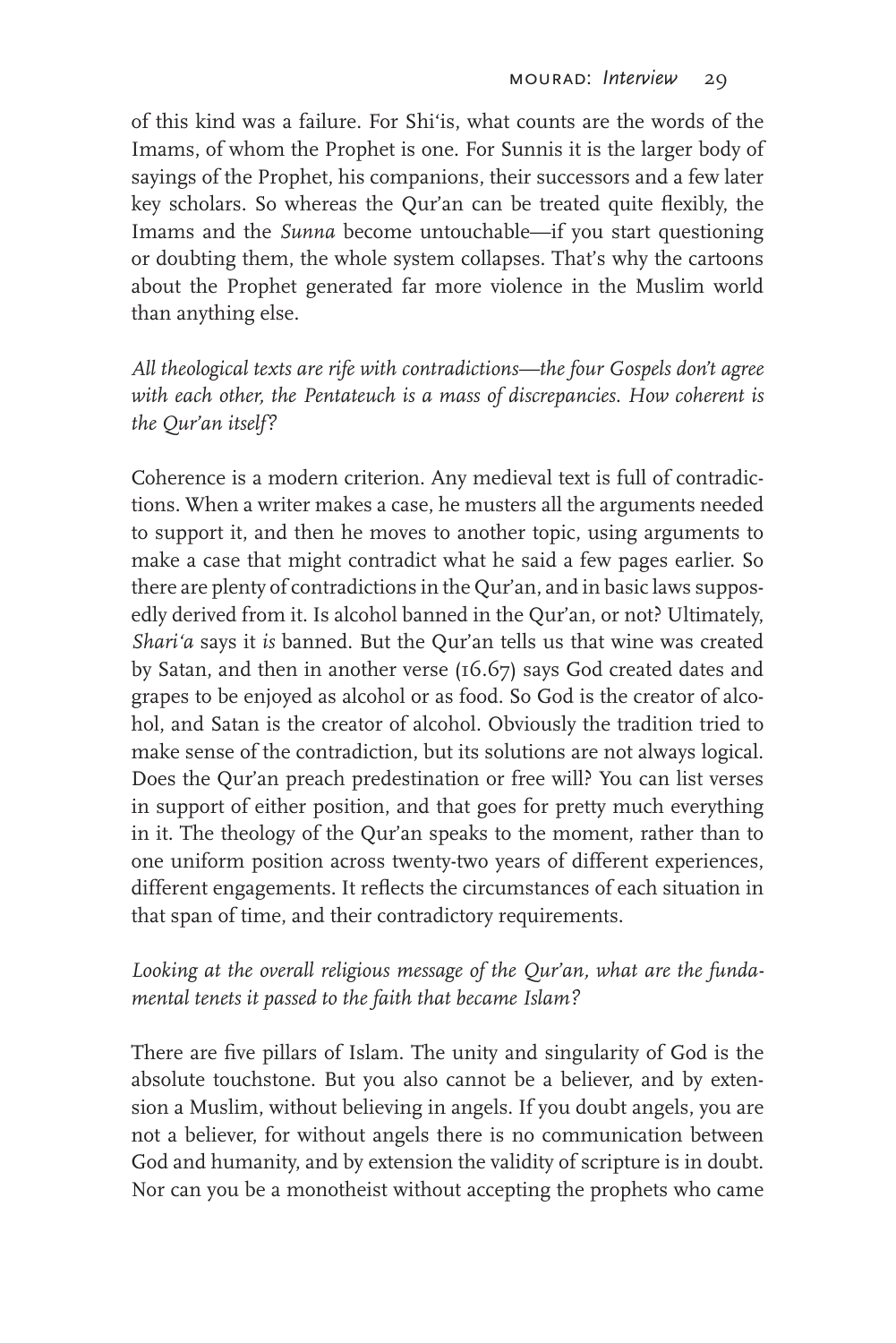of this kind was a failure. For Shi'is, what counts are the words of the Imams, of whom the Prophet is one. For Sunnis it is the larger body of sayings of the Prophet, his companions, their successors and a few later key scholars. So whereas the Qur'an can be treated quite flexibly, the Imams and the *Sunna* become untouchable—if you start questioning or doubting them, the whole system collapses. That's why the cartoons about the Prophet generated far more violence in the Muslim world than anything else.

*All theological texts are rife with contradictions—the four Gospels don't agree with each other, the Pentateuch is a mass of discrepancies. How coherent is the Qur'an itself?*

Coherence is a modern criterion. Any medieval text is full of contradictions. When a writer makes a case, he musters all the arguments needed to support it, and then he moves to another topic, using arguments to make a case that might contradict what he said a few pages earlier. So there are plenty of contradictions in the Qur'an, and in basic laws supposedly derived from it. Is alcohol banned in the Qur'an, or not? Ultimately, *Shari'a* says it *is* banned. But the Qur'an tells us that wine was created by Satan, and then in another verse (16.67) says God created dates and grapes to be enjoyed as alcohol or as food. So God is the creator of alcohol, and Satan is the creator of alcohol. Obviously the tradition tried to make sense of the contradiction, but its solutions are not always logical. Does the Qur'an preach predestination or free will? You can list verses in support of either position, and that goes for pretty much everything in it. The theology of the Qur'an speaks to the moment, rather than to one uniform position across twenty-two years of different experiences, different engagements. It reflects the circumstances of each situation in that span of time, and their contradictory requirements.

*Looking at the overall religious message of the Qur'an, what are the fundamental tenets it passed to the faith that became Islam?*

There are five pillars of Islam. The unity and singularity of God is the absolute touchstone. But you also cannot be a believer, and by extension a Muslim, without believing in angels. If you doubt angels, you are not a believer, for without angels there is no communication between God and humanity, and by extension the validity of scripture is in doubt. Nor can you be a monotheist without accepting the prophets who came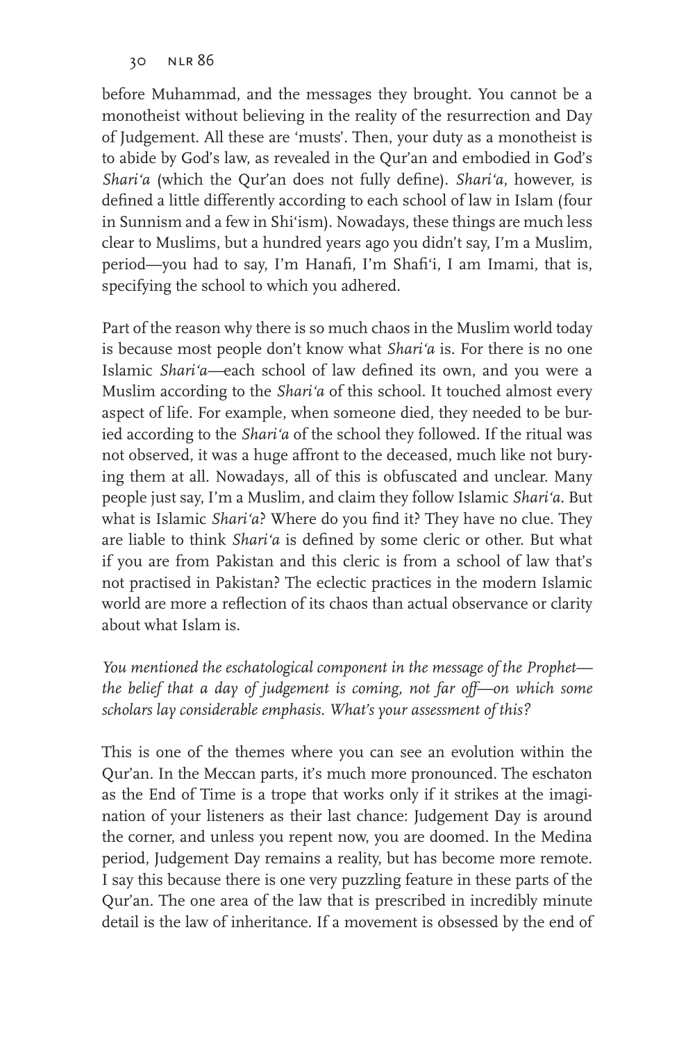before Muhammad, and the messages they brought. You cannot be a monotheist without believing in the reality of the resurrection and Day of Judgement. All these are 'musts'. Then, your duty as a monotheist is to abide by God's law, as revealed in the Qur'an and embodied in God's *Shari'a* (which the Qur'an does not fully define). *Shari'a*, however, is defined a little differently according to each school of law in Islam (four in Sunnism and a few in Shi'ism). Nowadays, these things are much less clear to Muslims, but a hundred years ago you didn't say, I'm a Muslim, period—you had to say, I'm Hanafi, I'm Shafi'i, I am Imami, that is, specifying the school to which you adhered.

Part of the reason why there is so much chaos in the Muslim world today is because most people don't know what *Shari'a* is. For there is no one Islamic *Shari'a*—each school of law defined its own, and you were a Muslim according to the *Shari'a* of this school. It touched almost every aspect of life. For example, when someone died, they needed to be buried according to the *Shari'a* of the school they followed. If the ritual was not observed, it was a huge affront to the deceased, much like not burying them at all. Nowadays, all of this is obfuscated and unclear. Many people just say, I'm a Muslim, and claim they follow Islamic *Shari'a*. But what is Islamic *Shari'a*? Where do you find it? They have no clue. They are liable to think *Shari'a* is defined by some cleric or other. But what if you are from Pakistan and this cleric is from a school of law that's not practised in Pakistan? The eclectic practices in the modern Islamic world are more a reflection of its chaos than actual observance or clarity about what Islam is.

*You mentioned the eschatological component in the message of the Prophet—the belief that a day of judgement is coming, not far off—on which some scholars lay considerable emphasis. What's your assessment of this?*

This is one of the themes where you can see an evolution within the Qur'an. In the Meccan parts, it's much more pronounced. The eschaton as the End of Time is a trope that works only if it strikes at the imagination of your listeners as their last chance: Judgement Day is around the corner, and unless you repent now, you are doomed. In the Medina period, Judgement Day remains a reality, but has become more remote. I say this because there is one very puzzling feature in these parts of the Qur'an. The one area of the law that is prescribed in incredibly minute detail is the law of inheritance. If a movement is obsessed by the end of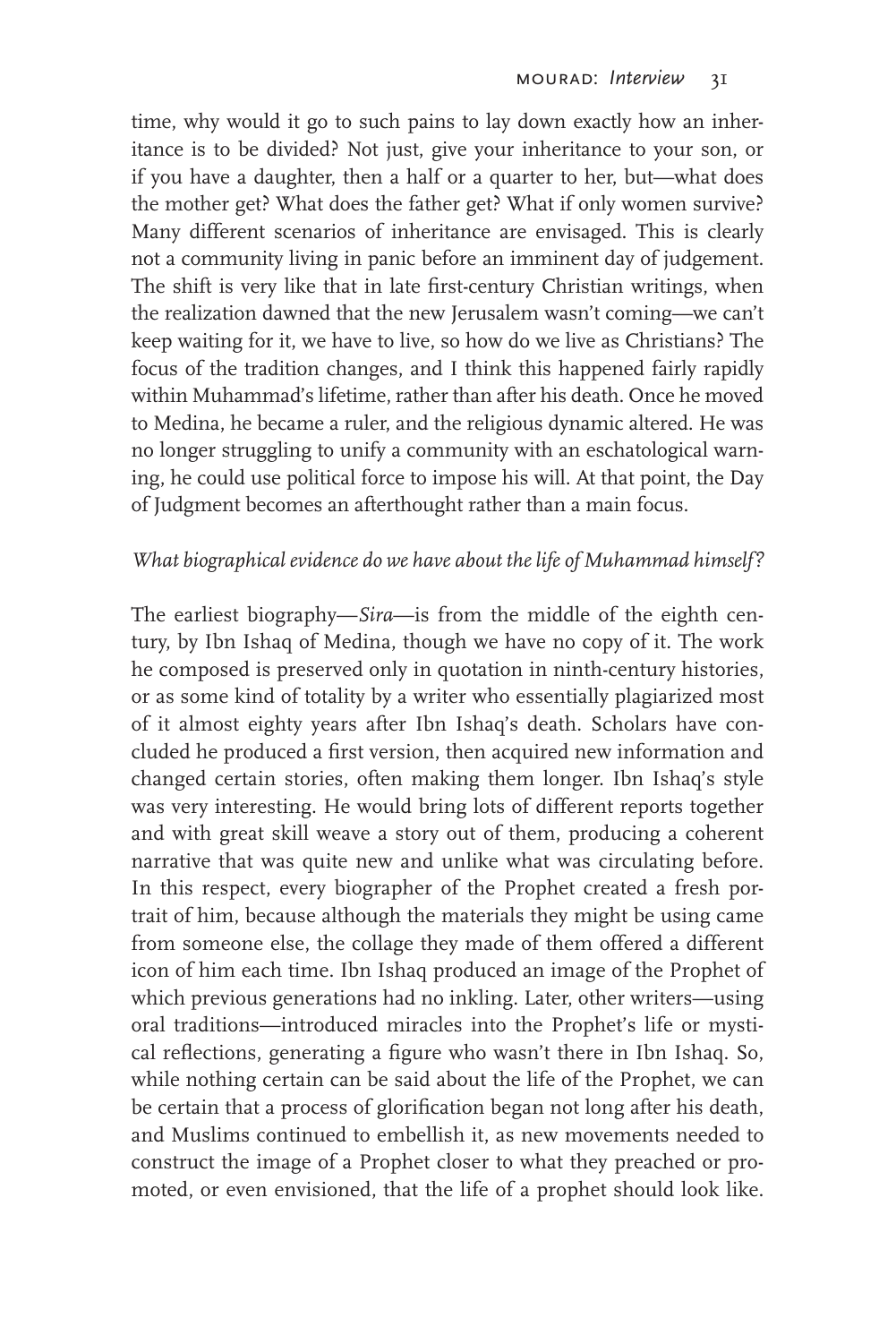time, why would it go to such pains to lay down exactly how an inheritance is to be divided? Not just, give your inheritance to your son, or if you have a daughter, then a half or a quarter to her, but—what does the mother get? What does the father get? What if only women survive? Many different scenarios of inheritance are envisaged. This is clearly not a community living in panic before an imminent day of judgement. The shift is very like that in late first-century Christian writings, when the realization dawned that the new Jerusalem wasn't coming—we can't keep waiting for it, we have to live, so how do we live as Christians? The focus of the tradition changes, and I think this happened fairly rapidly within Muhammad's lifetime, rather than after his death. Once he moved to Medina, he became a ruler, and the religious dynamic altered. He was no longer struggling to unify a community with an eschatological warning, he could use political force to impose his will. At that point, the Day of Judgment becomes an afterthought rather than a main focus.

*What biographical evidence do we have about the life of Muhammad himself?*

The earliest biography—*Sira*—is from the middle of the eighth century, by Ibn Ishaq of Medina, though we have no copy of it. The work he composed is preserved only in quotation in ninth-century histories, or as some kind of totality by a writer who essentially plagiarized most of it almost eighty years after Ibn Ishaq's death. Scholars have concluded he produced a first version, then acquired new information and changed certain stories, often making them longer. Ibn Ishaq's style was very interesting. He would bring lots of different reports together and with great skill weave a story out of them, producing a coherent narrative that was quite new and unlike what was circulating before. In this respect, every biographer of the Prophet created a fresh portrait of him, because although the materials they might be using came from someone else, the collage they made of them offered a different icon of him each time. Ibn Ishaq produced an image of the Prophet of which previous generations had no inkling. Later, other writers—using oral traditions—introduced miracles into the Prophet's life or mystical reflections, generating a figure who wasn't there in Ibn Ishaq. So, while nothing certain can be said about the life of the Prophet, we can be certain that a process of glorification began not long after his death, and Muslims continued to embellish it, as new movements needed to construct the image of a Prophet closer to what they preached or promoted, or even envisioned, that the life of a prophet should look like.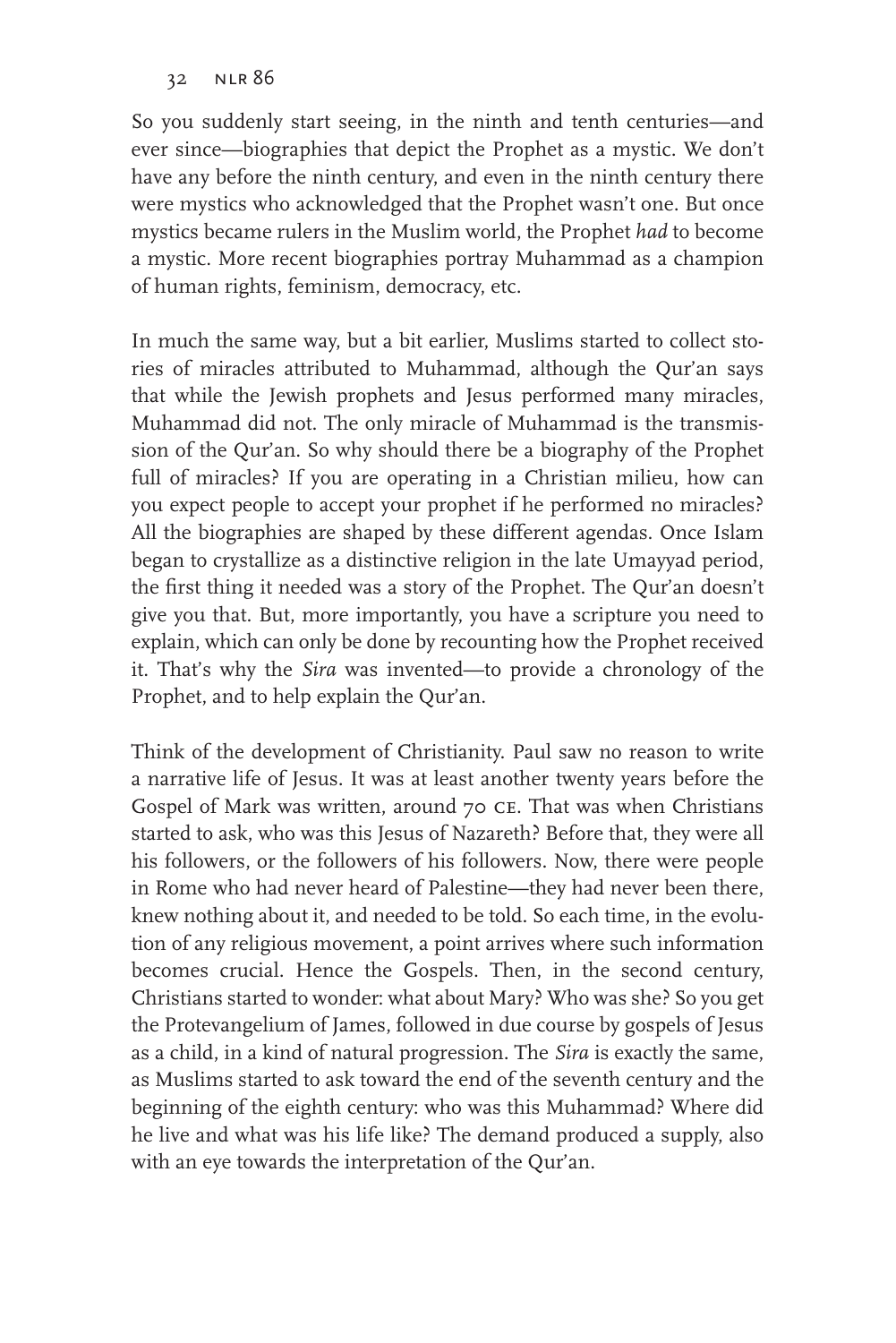So you suddenly start seeing, in the ninth and tenth centuries—and ever since—biographies that depict the Prophet as a mystic. We don't have any before the ninth century, and even in the ninth century there were mystics who acknowledged that the Prophet wasn't one. But once mystics became rulers in the Muslim world, the Prophet *had* to become a mystic. More recent biographies portray Muhammad as a champion of human rights, feminism, democracy, etc.

In much the same way, but a bit earlier, Muslims started to collect stories of miracles attributed to Muhammad, although the Qur'an says that while the Jewish prophets and Jesus performed many miracles, Muhammad did not. The only miracle of Muhammad is the transmission of the Qur'an. So why should there be a biography of the Prophet full of miracles? If you are operating in a Christian milieu, how can you expect people to accept your prophet if he performed no miracles? All the biographies are shaped by these different agendas. Once Islam began to crystallize as a distinctive religion in the late Umayyad period, the first thing it needed was a story of the Prophet. The Qur'an doesn't give you that. But, more importantly, you have a scripture you need to explain, which can only be done by recounting how the Prophet received it. That's why the *Sira* was invented—to provide a chronology of the Prophet, and to help explain the Qur'an.

Think of the development of Christianity. Paul saw no reason to write a narrative life of Jesus. It was at least another twenty years before the Gospel of Mark was written, around 70 CE. That was when Christians started to ask, who was this Jesus of Nazareth? Before that, they were all his followers, or the followers of his followers. Now, there were people in Rome who had never heard of Palestine—they had never been there, knew nothing about it, and needed to be told. So each time, in the evolution of any religious movement, a point arrives where such information becomes crucial. Hence the Gospels. Then, in the second century, Christians started to wonder: what about Mary? Who was she? So you get the Protevangelium of James, followed in due course by gospels of Jesus as a child, in a kind of natural progression. The *Sira* is exactly the same, as Muslims started to ask toward the end of the seventh century and the beginning of the eighth century: who was this Muhammad? Where did he live and what was his life like? The demand produced a supply, also with an eye towards the interpretation of the Qur'an.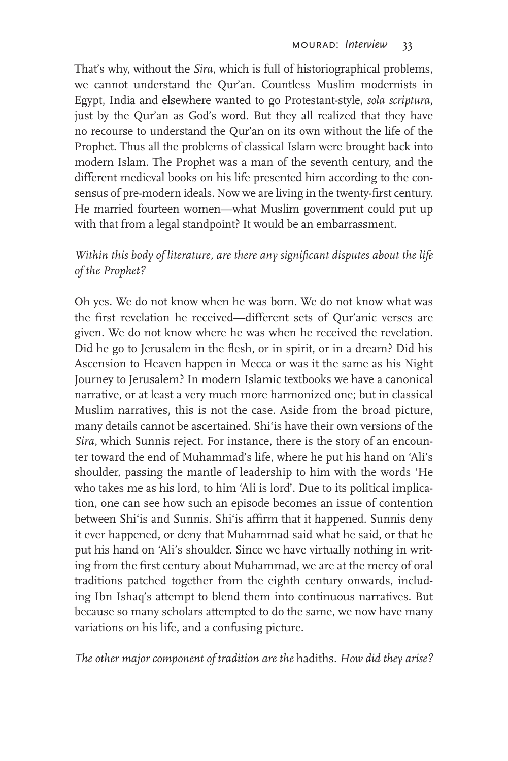That's why, without the *Sira*, which is full of historiographical problems, we cannot understand the Qur'an. Countless Muslim modernists in Egypt, India and elsewhere wanted to go Protestant-style, *sola scriptura*, just by the Qur'an as God's word. But they all realized that they have no recourse to understand the Qur'an on its own without the life of the Prophet. Thus all the problems of classical Islam were brought back into modern Islam. The Prophet was a man of the seventh century, and the different medieval books on his life presented him according to the consensus of pre-modern ideals. Now we are living in the twenty-first century. He married fourteen women—what Muslim government could put up with that from a legal standpoint? It would be an embarrassment.

*Within this body of literature, are there any significant disputes about the life of the Prophet?*

Oh yes. We do not know when he was born. We do not know what was the first revelation he received—different sets of Qur'anic verses are given. We do not know where he was when he received the revelation. Did he go to Jerusalem in the flesh, or in spirit, or in a dream? Did his Ascension to Heaven happen in Mecca or was it the same as his Night Journey to Jerusalem? In modern Islamic textbooks we have a canonical narrative, or at least a very much more harmonized one; but in classical Muslim narratives, this is not the case. Aside from the broad picture, many details cannot be ascertained. Shi'is have their own versions of the *Sira*, which Sunnis reject. For instance, there is the story of an encounter toward the end of Muhammad's life, where he put his hand on 'Ali's shoulder, passing the mantle of leadership to him with the words 'He who takes me as his lord, to him 'Ali is lord'. Due to its political implication, one can see how such an episode becomes an issue of contention between Shi'is and Sunnis. Shi'is affirm that it happened. Sunnis deny it ever happened, or deny that Muhammad said what he said, or that he put his hand on 'Ali's shoulder. Since we have virtually nothing in writing from the first century about Muhammad, we are at the mercy of oral traditions patched together from the eighth century onwards, including Ibn Ishaq's attempt to blend them into continuous narratives. But because so many scholars attempted to do the same, we now have many variations on his life, and a confusing picture.

*The other major component of tradition are the* hadiths. *How did they arise?*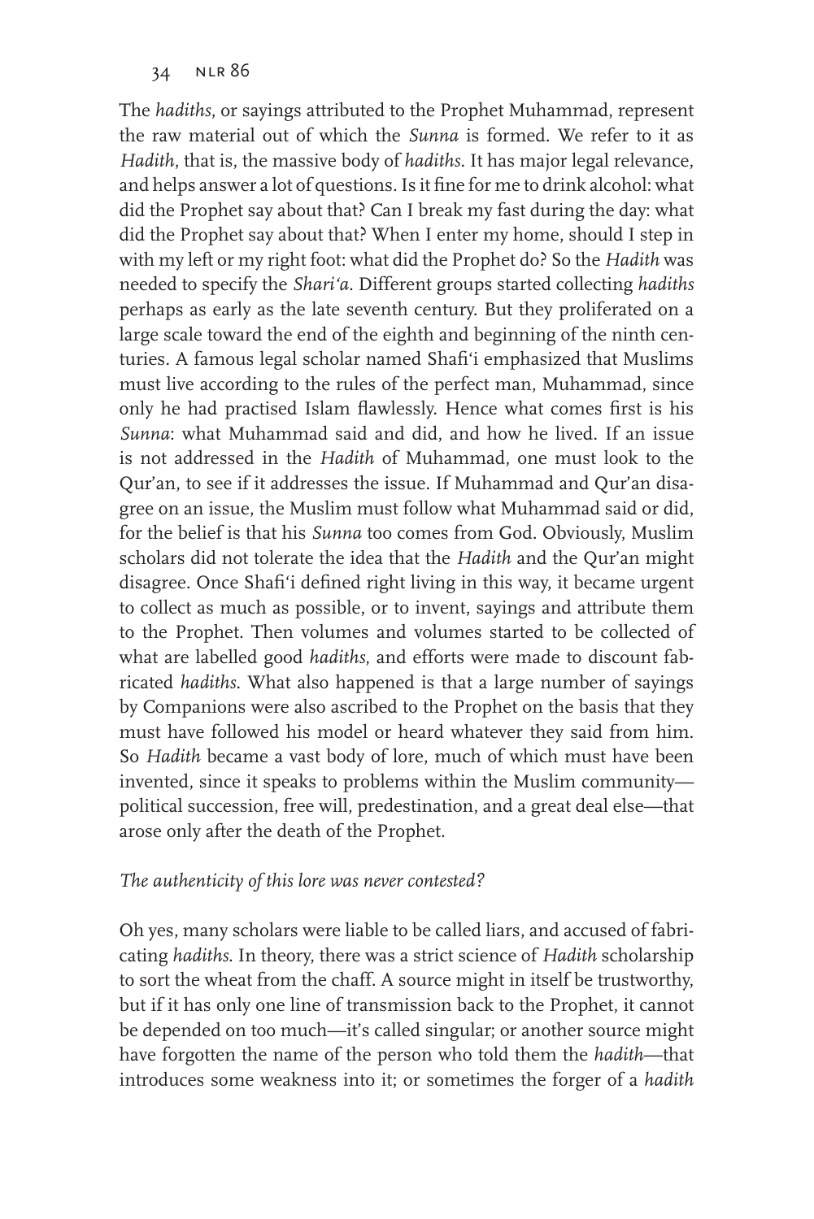The *hadiths*, or sayings attributed to the Prophet Muhammad, represent the raw material out of which the *Sunna* is formed. We refer to it as *Hadith*, that is, the massive body of *hadiths*. It has major legal relevance, and helps answer a lot of questions. Is it fine for me to drink alcohol: what did the Prophet say about that? Can I break my fast during the day: what did the Prophet say about that? When I enter my home, should I step in with my left or my right foot: what did the Prophet do? So the *Hadith* was needed to specify the *Shari'a*. Different groups started collecting *hadiths* perhaps as early as the late seventh century. But they proliferated on a large scale toward the end of the eighth and beginning of the ninth centuries. A famous legal scholar named Shafi'i emphasized that Muslims must live according to the rules of the perfect man, Muhammad, since only he had practised Islam flawlessly. Hence what comes first is his *Sunna*: what Muhammad said and did, and how he lived. If an issue is not addressed in the *Hadith* of Muhammad, one must look to the Qur'an, to see if it addresses the issue. If Muhammad and Qur'an disagree on an issue, the Muslim must follow what Muhammad said or did, for the belief is that his *Sunna* too comes from God. Obviously, Muslim scholars did not tolerate the idea that the *Hadith* and the Qur'an might disagree. Once Shafi'i defined right living in this way, it became urgent to collect as much as possible, or to invent, sayings and attribute them to the Prophet. Then volumes and volumes started to be collected of what are labelled good *hadiths*, and efforts were made to discount fabricated *hadiths*. What also happened is that a large number of sayings by Companions were also ascribed to the Prophet on the basis that they must have followed his model or heard whatever they said from him. So *Hadith* became a vast body of lore, much of which must have been invented, since it speaks to problems within the Muslim community—political succession, free will, predestination, and a great deal else—that arose only after the death of the Prophet.

*The authenticity of this lore was never contested?*

Oh yes, many scholars were liable to be called liars, and accused of fabricating *hadiths*. In theory, there was a strict science of *Hadith* scholarship to sort the wheat from the chaff. A source might in itself be trustworthy, but if it has only one line of transmission back to the Prophet, it cannot be depended on too much—it's called singular; or another source might have forgotten the name of the person who told them the *hadith*—that introduces some weakness into it; or sometimes the forger of a *hadith*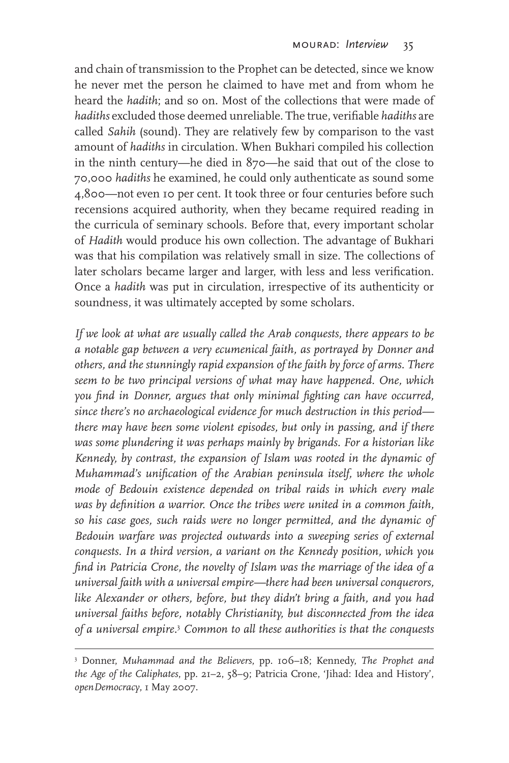and chain of transmission to the Prophet can be detected, since we know he never met the person he claimed to have met and from whom he heard the *hadith*; and so on. Most of the collections that were made of *hadiths* excluded those deemed unreliable. The true, verifiable *hadiths* are called *Sahih* (sound). They are relatively few by comparison to the vast amount of *hadiths* in circulation. When Bukhari compiled his collection in the ninth century—he died in 870—he said that out of the close to 70,000 *hadiths* he examined, he could only authenticate as sound some 4,800—not even 10 per cent. It took three or four centuries before such recensions acquired authority, when they became required reading in the curricula of seminary schools. Before that, every important scholar of *Hadith* would produce his own collection. The advantage of Bukhari was that his compilation was relatively small in size. The collections of later scholars became larger and larger, with less and less verification. Once a *hadith* was put in circulation, irrespective of its authenticity or soundness, it was ultimately accepted by some scholars.

*If we look at what are usually called the Arab conquests, there appears to be a notable gap between a very ecumenical faith, as portrayed by Donner and others, and the stunningly rapid expansion of the faith by force of arms. There seem to be two principal versions of what may have happened. One, which you find in Donner, argues that only minimal fighting can have occurred, since there's no archaeological evidence for much destruction in this period—there may have been some violent episodes, but only in passing, and if there was some plundering it was perhaps mainly by brigands. For a historian like Kennedy, by contrast, the expansion of Islam was rooted in the dynamic of Muhammad's unification of the Arabian peninsula itself, where the whole mode of Bedouin existence depended on tribal raids in which every male was by definition a warrior. Once the tribes were united in a common faith, so his case goes, such raids were no longer permitted, and the dynamic of Bedouin warfare was projected outwards into a sweeping series of external conquests. In a third version, a variant on the Kennedy position, which you find in Patricia Crone, the novelty of Islam was the marriage of the idea of a universal faith with a universal empire—there had been universal conquerors, like Alexander or others, before, but they didn't bring a faith, and you had universal faiths before, notably Christianity, but disconnected from the idea of a universal empire.[3] Common to all these authorities is that the conquests*

---

[3] Donner, *Muhammad and the Believers*, pp. 106–18; Kennedy, *The Prophet and the Age of the Caliphates*, pp. 21–2, 58–9; Patricia Crone, 'Jihad: Idea and History', *openDemocracy*, 1 May 2007.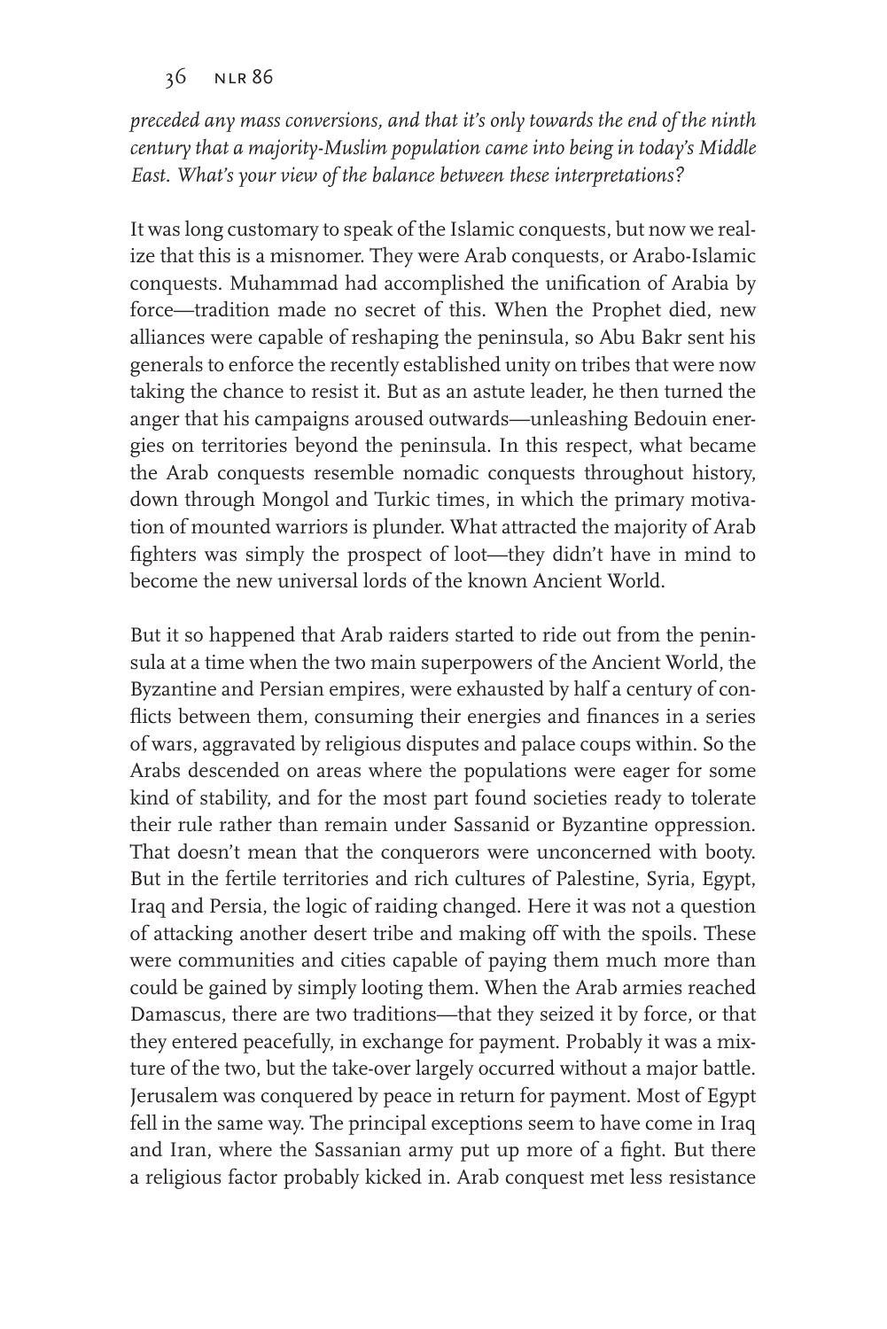*preceded any mass conversions, and that it's only towards the end of the ninth century that a majority-Muslim population came into being in today's Middle East. What's your view of the balance between these interpretations?*

It was long customary to speak of the Islamic conquests, but now we realize that this is a misnomer. They were Arab conquests, or Arabo-Islamic conquests. Muhammad had accomplished the unification of Arabia by force—tradition made no secret of this. When the Prophet died, new alliances were capable of reshaping the peninsula, so Abu Bakr sent his generals to enforce the recently established unity on tribes that were now taking the chance to resist it. But as an astute leader, he then turned the anger that his campaigns aroused outwards—unleashing Bedouin energies on territories beyond the peninsula. In this respect, what became the Arab conquests resemble nomadic conquests throughout history, down through Mongol and Turkic times, in which the primary motivation of mounted warriors is plunder. What attracted the majority of Arab fighters was simply the prospect of loot—they didn't have in mind to become the new universal lords of the known Ancient World.

But it so happened that Arab raiders started to ride out from the peninsula at a time when the two main superpowers of the Ancient World, the Byzantine and Persian empires, were exhausted by half a century of conflicts between them, consuming their energies and finances in a series of wars, aggravated by religious disputes and palace coups within. So the Arabs descended on areas where the populations were eager for some kind of stability, and for the most part found societies ready to tolerate their rule rather than remain under Sassanid or Byzantine oppression. That doesn't mean that the conquerors were unconcerned with booty. But in the fertile territories and rich cultures of Palestine, Syria, Egypt, Iraq and Persia, the logic of raiding changed. Here it was not a question of attacking another desert tribe and making off with the spoils. These were communities and cities capable of paying them much more than could be gained by simply looting them. When the Arab armies reached Damascus, there are two traditions—that they seized it by force, or that they entered peacefully, in exchange for payment. Probably it was a mixture of the two, but the take-over largely occurred without a major battle. Jerusalem was conquered by peace in return for payment. Most of Egypt fell in the same way. The principal exceptions seem to have come in Iraq and Iran, where the Sassanian army put up more of a fight. But there a religious factor probably kicked in. Arab conquest met less resistance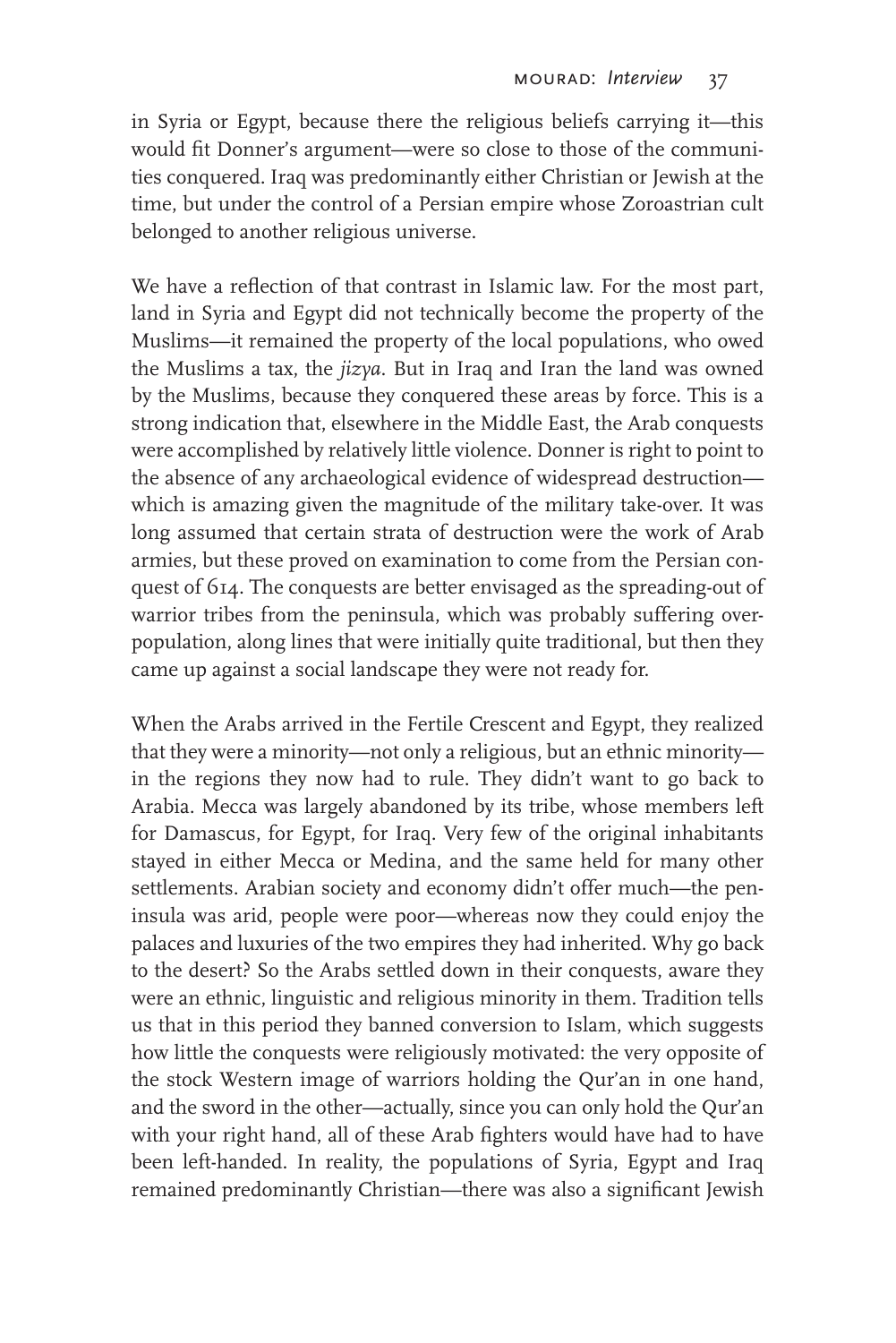in Syria or Egypt, because there the religious beliefs carrying it—this would fit Donner's argument—were so close to those of the communities conquered. Iraq was predominantly either Christian or Jewish at the time, but under the control of a Persian empire whose Zoroastrian cult belonged to another religious universe.

We have a reflection of that contrast in Islamic law. For the most part, land in Syria and Egypt did not technically become the property of the Muslims—it remained the property of the local populations, who owed the Muslims a tax, the *jizya*. But in Iraq and Iran the land was owned by the Muslims, because they conquered these areas by force. This is a strong indication that, elsewhere in the Middle East, the Arab conquests were accomplished by relatively little violence. Donner is right to point to the absence of any archaeological evidence of widespread destruction—which is amazing given the magnitude of the military take-over. It was long assumed that certain strata of destruction were the work of Arab armies, but these proved on examination to come from the Persian conquest of 614. The conquests are better envisaged as the spreading-out of warrior tribes from the peninsula, which was probably suffering over-population, along lines that were initially quite traditional, but then they came up against a social landscape they were not ready for.

When the Arabs arrived in the Fertile Crescent and Egypt, they realized that they were a minority—not only a religious, but an ethnic minority—in the regions they now had to rule. They didn't want to go back to Arabia. Mecca was largely abandoned by its tribe, whose members left for Damascus, for Egypt, for Iraq. Very few of the original inhabitants stayed in either Mecca or Medina, and the same held for many other settlements. Arabian society and economy didn't offer much—the peninsula was arid, people were poor—whereas now they could enjoy the palaces and luxuries of the two empires they had inherited. Why go back to the desert? So the Arabs settled down in their conquests, aware they were an ethnic, linguistic and religious minority in them. Tradition tells us that in this period they banned conversion to Islam, which suggests how little the conquests were religiously motivated: the very opposite of the stock Western image of warriors holding the Qur'an in one hand, and the sword in the other—actually, since you can only hold the Qur'an with your right hand, all of these Arab fighters would have had to have been left-handed. In reality, the populations of Syria, Egypt and Iraq remained predominantly Christian—there was also a significant Jewish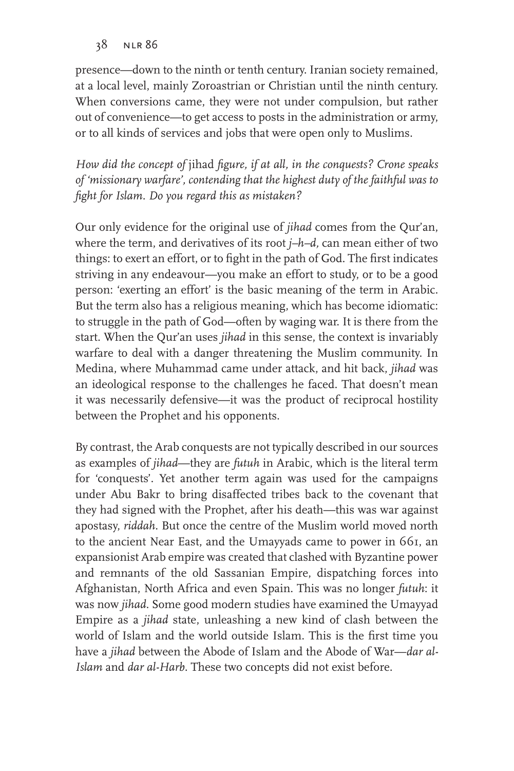presence—down to the ninth or tenth century. Iranian society remained, at a local level, mainly Zoroastrian or Christian until the ninth century. When conversions came, they were not under compulsion, but rather out of convenience—to get access to posts in the administration or army, or to all kinds of services and jobs that were open only to Muslims.

*How did the concept of* jihad *figure, if at all, in the conquests? Crone speaks of 'missionary warfare', contending that the highest duty of the faithful was to fight for Islam. Do you regard this as mistaken?*

Our only evidence for the original use of *jihad* comes from the Qur'an, where the term, and derivatives of its root *j–h–d*, can mean either of two things: to exert an effort, or to fight in the path of God. The first indicates striving in any endeavour—you make an effort to study, or to be a good person: 'exerting an effort' is the basic meaning of the term in Arabic. But the term also has a religious meaning, which has become idiomatic: to struggle in the path of God—often by waging war. It is there from the start. When the Qur'an uses *jihad* in this sense, the context is invariably warfare to deal with a danger threatening the Muslim community. In Medina, where Muhammad came under attack, and hit back, *jihad* was an ideological response to the challenges he faced. That doesn't mean it was necessarily defensive—it was the product of reciprocal hostility between the Prophet and his opponents.

By contrast, the Arab conquests are not typically described in our sources as examples of *jihad*—they are *futuh* in Arabic, which is the literal term for 'conquests'. Yet another term again was used for the campaigns under Abu Bakr to bring disaffected tribes back to the covenant that they had signed with the Prophet, after his death—this was war against apostasy, *riddah*. But once the centre of the Muslim world moved north to the ancient Near East, and the Umayyads came to power in 661, an expansionist Arab empire was created that clashed with Byzantine power and remnants of the old Sassanian Empire, dispatching forces into Afghanistan, North Africa and even Spain. This was no longer *futuh*: it was now *jihad*. Some good modern studies have examined the Umayyad Empire as a *jihad* state, unleashing a new kind of clash between the world of Islam and the world outside Islam. This is the first time you have a *jihad* between the Abode of Islam and the Abode of War—*dar al-Islam* and *dar al-Harb*. These two concepts did not exist before.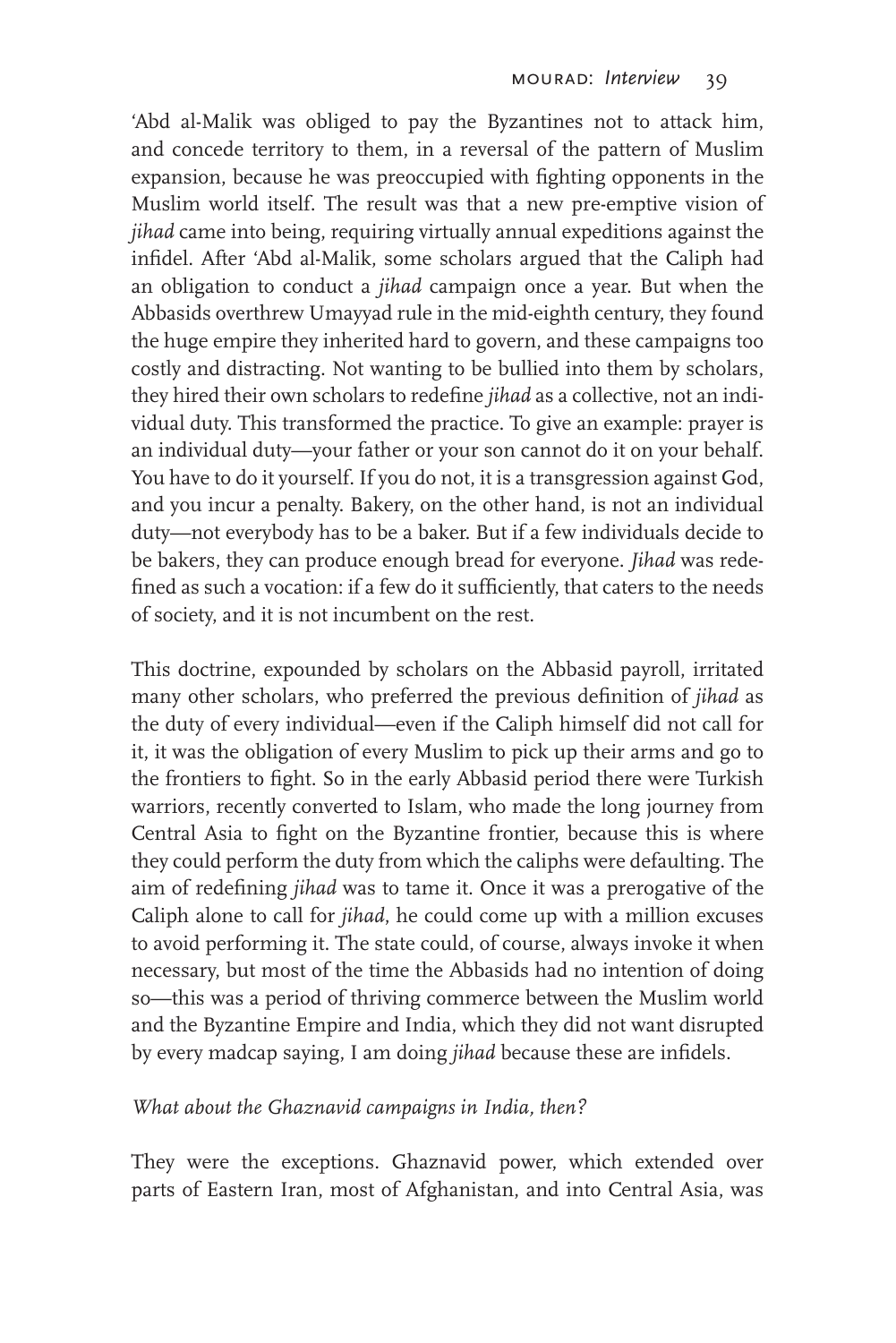'Abd al-Malik was obliged to pay the Byzantines not to attack him, and concede territory to them, in a reversal of the pattern of Muslim expansion, because he was preoccupied with fighting opponents in the Muslim world itself. The result was that a new pre-emptive vision of *jihad* came into being, requiring virtually annual expeditions against the infidel. After 'Abd al-Malik, some scholars argued that the Caliph had an obligation to conduct a *jihad* campaign once a year. But when the Abbasids overthrew Umayyad rule in the mid-eighth century, they found the huge empire they inherited hard to govern, and these campaigns too costly and distracting. Not wanting to be bullied into them by scholars, they hired their own scholars to redefine *jihad* as a collective, not an individual duty. This transformed the practice. To give an example: prayer is an individual duty—your father or your son cannot do it on your behalf. You have to do it yourself. If you do not, it is a transgression against God, and you incur a penalty. Bakery, on the other hand, is not an individual duty—not everybody has to be a baker. But if a few individuals decide to be bakers, they can produce enough bread for everyone. *Jihad* was redefined as such a vocation: if a few do it sufficiently, that caters to the needs of society, and it is not incumbent on the rest.

This doctrine, expounded by scholars on the Abbasid payroll, irritated many other scholars, who preferred the previous definition of *jihad* as the duty of every individual—even if the Caliph himself did not call for it, it was the obligation of every Muslim to pick up their arms and go to the frontiers to fight. So in the early Abbasid period there were Turkish warriors, recently converted to Islam, who made the long journey from Central Asia to fight on the Byzantine frontier, because this is where they could perform the duty from which the caliphs were defaulting. The aim of redefining *jihad* was to tame it. Once it was a prerogative of the Caliph alone to call for *jihad*, he could come up with a million excuses to avoid performing it. The state could, of course, always invoke it when necessary, but most of the time the Abbasids had no intention of doing so—this was a period of thriving commerce between the Muslim world and the Byzantine Empire and India, which they did not want disrupted by every madcap saying, I am doing *jihad* because these are infidels.

*What about the Ghaznavid campaigns in India, then?*

They were the exceptions. Ghaznavid power, which extended over parts of Eastern Iran, most of Afghanistan, and into Central Asia, was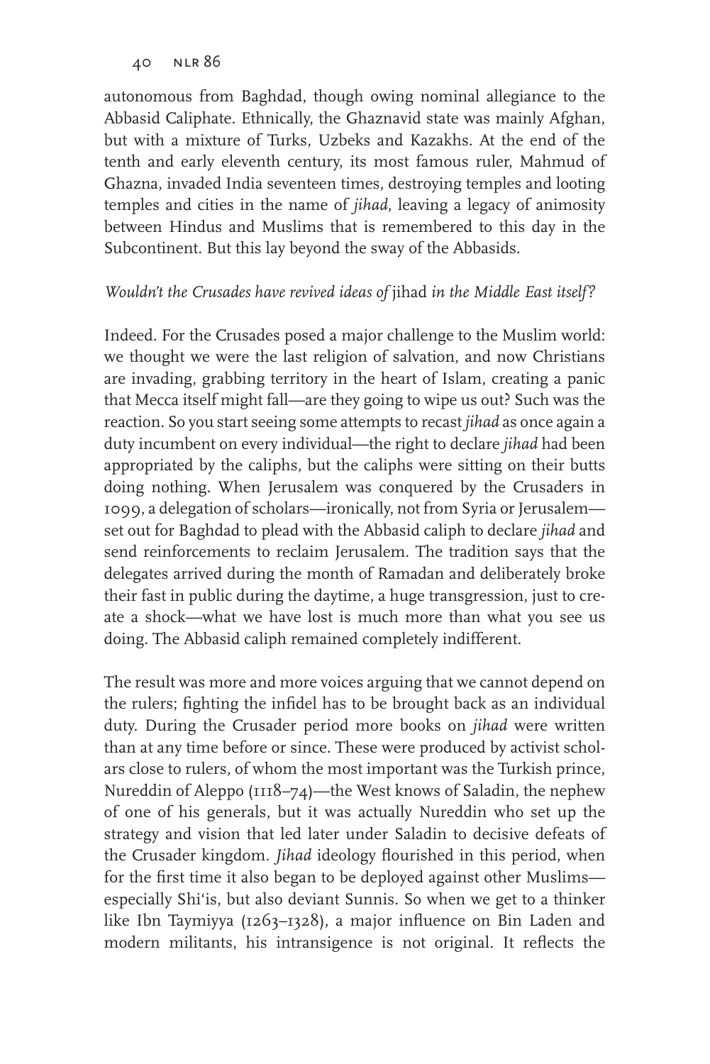autonomous from Baghdad, though owing nominal allegiance to the Abbasid Caliphate. Ethnically, the Ghaznavid state was mainly Afghan, but with a mixture of Turks, Uzbeks and Kazakhs. At the end of the tenth and early eleventh century, its most famous ruler, Mahmud of Ghazna, invaded India seventeen times, destroying temples and looting temples and cities in the name of *jihad*, leaving a legacy of animosity between Hindus and Muslims that is remembered to this day in the Subcontinent. But this lay beyond the sway of the Abbasids.

*Wouldn't the Crusades have revived ideas of* jihad *in the Middle East itself?*

Indeed. For the Crusades posed a major challenge to the Muslim world: we thought we were the last religion of salvation, and now Christians are invading, grabbing territory in the heart of Islam, creating a panic that Mecca itself might fall—are they going to wipe us out? Such was the reaction. So you start seeing some attempts to recast *jihad* as once again a duty incumbent on every individual—the right to declare *jihad* had been appropriated by the caliphs, but the caliphs were sitting on their butts doing nothing. When Jerusalem was conquered by the Crusaders in 1099, a delegation of scholars—ironically, not from Syria or Jerusalem—set out for Baghdad to plead with the Abbasid caliph to declare *jihad* and send reinforcements to reclaim Jerusalem. The tradition says that the delegates arrived during the month of Ramadan and deliberately broke their fast in public during the daytime, a huge transgression, just to create a shock—what we have lost is much more than what you see us doing. The Abbasid caliph remained completely indifferent.

The result was more and more voices arguing that we cannot depend on the rulers; fighting the infidel has to be brought back as an individual duty. During the Crusader period more books on *jihad* were written than at any time before or since. These were produced by activist scholars close to rulers, of whom the most important was the Turkish prince, Nureddin of Aleppo (1118–74)—the West knows of Saladin, the nephew of one of his generals, but it was actually Nureddin who set up the strategy and vision that led later under Saladin to decisive defeats of the Crusader kingdom. *Jihad* ideology flourished in this period, when for the first time it also began to be deployed against other Muslims—especially Shi'is, but also deviant Sunnis. So when we get to a thinker like Ibn Taymiyya (1263–1328), a major influence on Bin Laden and modern militants, his intransigence is not original. It reflects the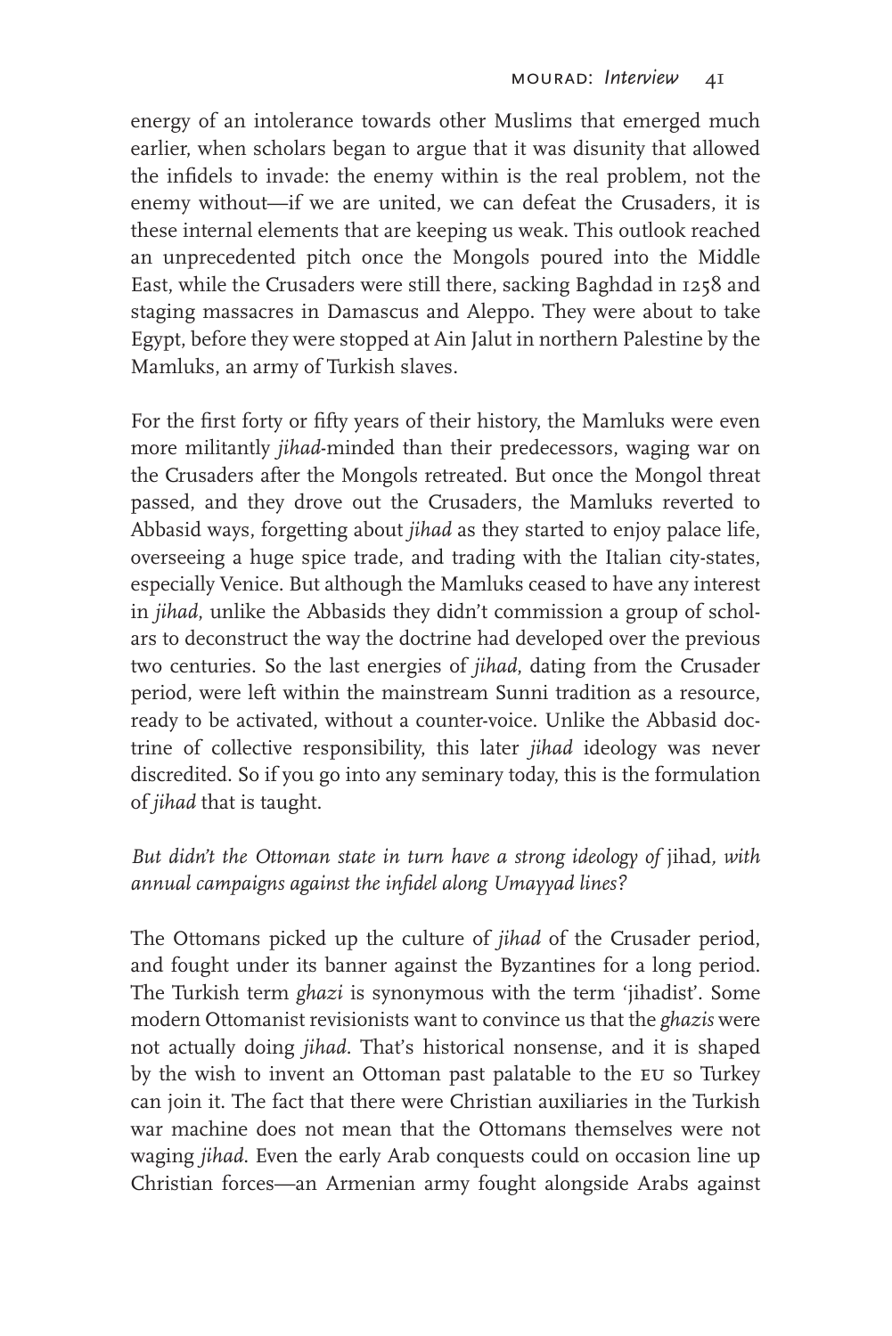energy of an intolerance towards other Muslims that emerged much earlier, when scholars began to argue that it was disunity that allowed the infidels to invade: the enemy within is the real problem, not the enemy without—if we are united, we can defeat the Crusaders, it is these internal elements that are keeping us weak. This outlook reached an unprecedented pitch once the Mongols poured into the Middle East, while the Crusaders were still there, sacking Baghdad in 1258 and staging massacres in Damascus and Aleppo. They were about to take Egypt, before they were stopped at Ain Jalut in northern Palestine by the Mamluks, an army of Turkish slaves.

For the first forty or fifty years of their history, the Mamluks were even more militantly *jihad*-minded than their predecessors, waging war on the Crusaders after the Mongols retreated. But once the Mongol threat passed, and they drove out the Crusaders, the Mamluks reverted to Abbasid ways, forgetting about *jihad* as they started to enjoy palace life, overseeing a huge spice trade, and trading with the Italian city-states, especially Venice. But although the Mamluks ceased to have any interest in *jihad*, unlike the Abbasids they didn't commission a group of scholars to deconstruct the way the doctrine had developed over the previous two centuries. So the last energies of *jihad*, dating from the Crusader period, were left within the mainstream Sunni tradition as a resource, ready to be activated, without a counter-voice. Unlike the Abbasid doctrine of collective responsibility, this later *jihad* ideology was never discredited. So if you go into any seminary today, this is the formulation of *jihad* that is taught.

*But didn't the Ottoman state in turn have a strong ideology of* jihad*, with annual campaigns against the infidel along Umayyad lines?*

The Ottomans picked up the culture of *jihad* of the Crusader period, and fought under its banner against the Byzantines for a long period. The Turkish term *ghazi* is synonymous with the term 'jihadist'. Some modern Ottomanist revisionists want to convince us that the *ghazis* were not actually doing *jihad*. That's historical nonsense, and it is shaped by the wish to invent an Ottoman past palatable to the EU so Turkey can join it. The fact that there were Christian auxiliaries in the Turkish war machine does not mean that the Ottomans themselves were not waging *jihad*. Even the early Arab conquests could on occasion line up Christian forces—an Armenian army fought alongside Arabs against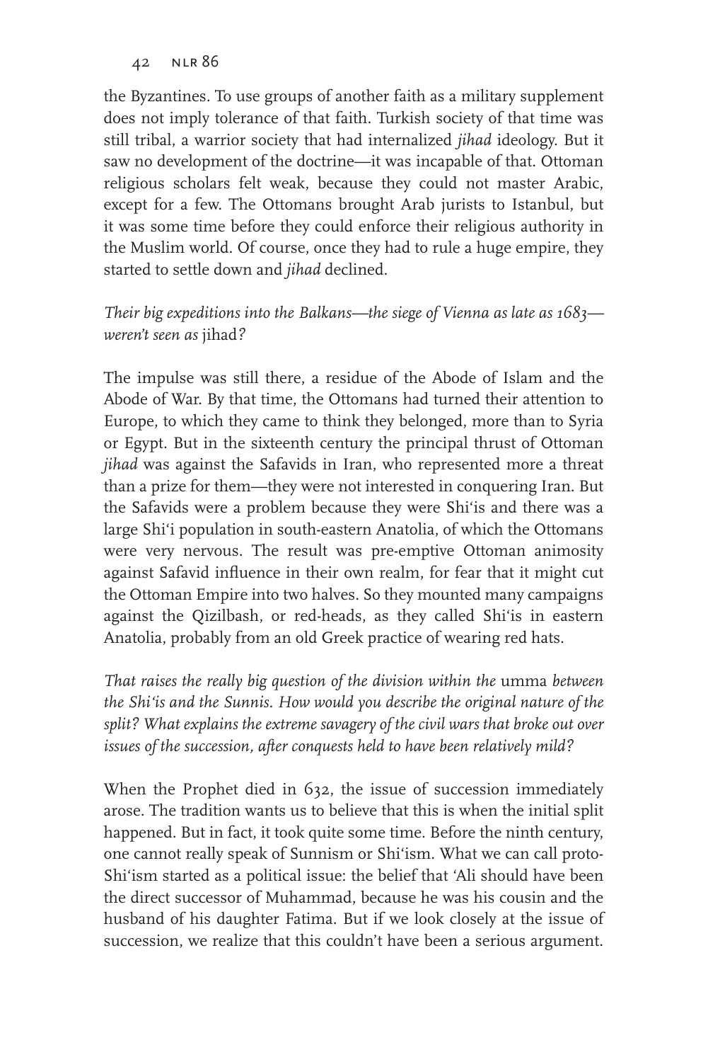the Byzantines. To use groups of another faith as a military supplement does not imply tolerance of that faith. Turkish society of that time was still tribal, a warrior society that had internalized *jihad* ideology. But it saw no development of the doctrine—it was incapable of that. Ottoman religious scholars felt weak, because they could not master Arabic, except for a few. The Ottomans brought Arab jurists to Istanbul, but it was some time before they could enforce their religious authority in the Muslim world. Of course, once they had to rule a huge empire, they started to settle down and *jihad* declined.

*Their big expeditions into the Balkans—the siege of Vienna as late as 1683—weren't seen as* jihad*?*

The impulse was still there, a residue of the Abode of Islam and the Abode of War. By that time, the Ottomans had turned their attention to Europe, to which they came to think they belonged, more than to Syria or Egypt. But in the sixteenth century the principal thrust of Ottoman *jihad* was against the Safavids in Iran, who represented more a threat than a prize for them—they were not interested in conquering Iran. But the Safavids were a problem because they were Shi'is and there was a large Shi'i population in south-eastern Anatolia, of which the Ottomans were very nervous. The result was pre-emptive Ottoman animosity against Safavid influence in their own realm, for fear that it might cut the Ottoman Empire into two halves. So they mounted many campaigns against the Qizilbash, or red-heads, as they called Shi'is in eastern Anatolia, probably from an old Greek practice of wearing red hats.

*That raises the really big question of the division within the* umma *between the Shi'is and the Sunnis. How would you describe the original nature of the split? What explains the extreme savagery of the civil wars that broke out over issues of the succession, after conquests held to have been relatively mild?*

When the Prophet died in 632, the issue of succession immediately arose. The tradition wants us to believe that this is when the initial split happened. But in fact, it took quite some time. Before the ninth century, one cannot really speak of Sunnism or Shi'ism. What we can call proto-Shi'ism started as a political issue: the belief that 'Ali should have been the direct successor of Muhammad, because he was his cousin and the husband of his daughter Fatima. But if we look closely at the issue of succession, we realize that this couldn't have been a serious argument.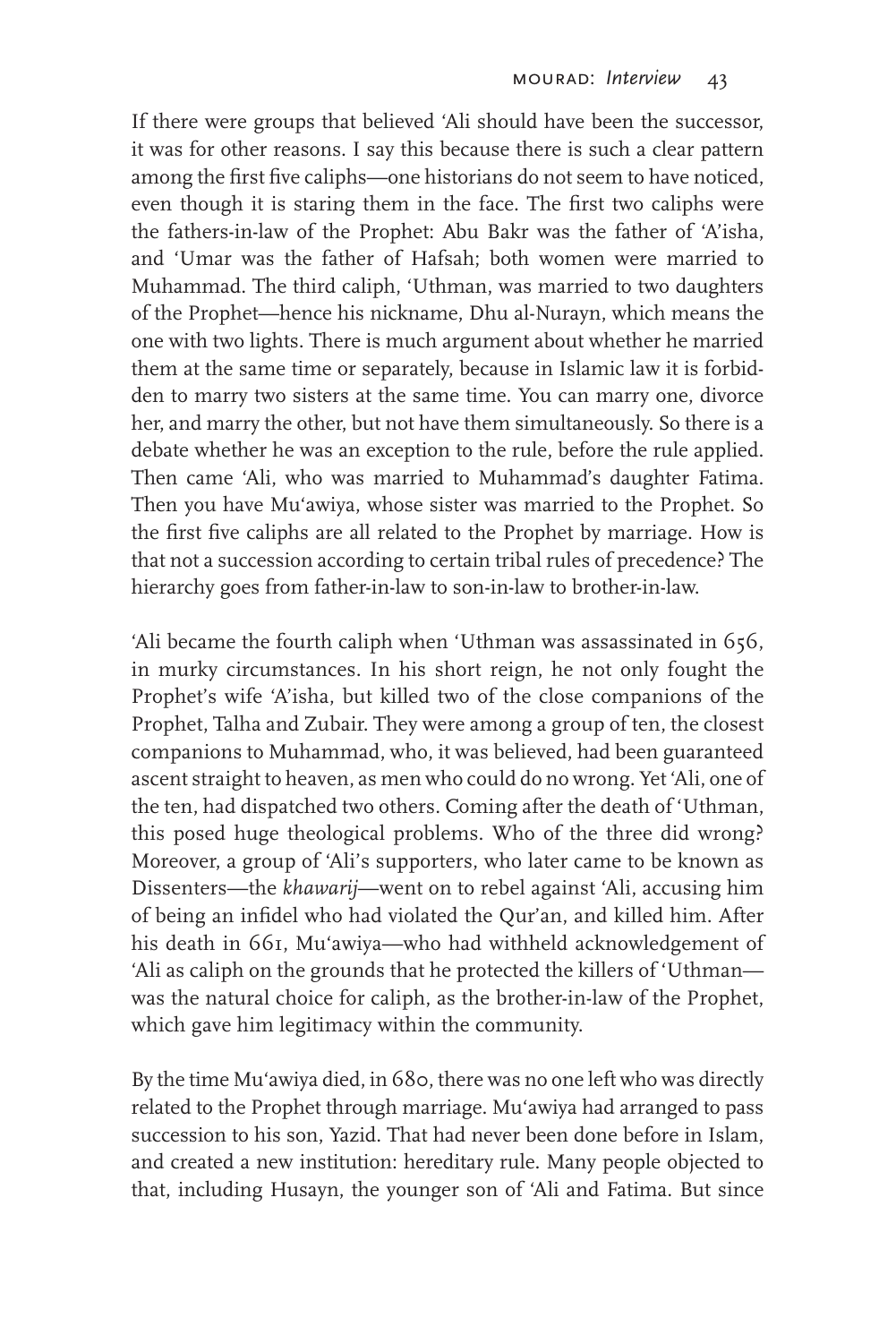If there were groups that believed 'Ali should have been the successor, it was for other reasons. I say this because there is such a clear pattern among the first five caliphs—one historians do not seem to have noticed, even though it is staring them in the face. The first two caliphs were the fathers-in-law of the Prophet: Abu Bakr was the father of 'A'isha, and 'Umar was the father of Hafsah; both women were married to Muhammad. The third caliph, 'Uthman, was married to two daughters of the Prophet—hence his nickname, Dhu al-Nurayn, which means the one with two lights. There is much argument about whether he married them at the same time or separately, because in Islamic law it is forbidden to marry two sisters at the same time. You can marry one, divorce her, and marry the other, but not have them simultaneously. So there is a debate whether he was an exception to the rule, before the rule applied. Then came 'Ali, who was married to Muhammad's daughter Fatima. Then you have Mu'awiya, whose sister was married to the Prophet. So the first five caliphs are all related to the Prophet by marriage. How is that not a succession according to certain tribal rules of precedence? The hierarchy goes from father-in-law to son-in-law to brother-in-law.

'Ali became the fourth caliph when 'Uthman was assassinated in 656, in murky circumstances. In his short reign, he not only fought the Prophet's wife 'A'isha, but killed two of the close companions of the Prophet, Talha and Zubair. They were among a group of ten, the closest companions to Muhammad, who, it was believed, had been guaranteed ascent straight to heaven, as men who could do no wrong. Yet 'Ali, one of the ten, had dispatched two others. Coming after the death of 'Uthman, this posed huge theological problems. Who of the three did wrong? Moreover, a group of 'Ali's supporters, who later came to be known as Dissenters—the *khawarij*—went on to rebel against 'Ali, accusing him of being an infidel who had violated the Qur'an, and killed him. After his death in 661, Mu'awiya—who had withheld acknowledgement of 'Ali as caliph on the grounds that he protected the killers of 'Uthman—was the natural choice for caliph, as the brother-in-law of the Prophet, which gave him legitimacy within the community.

By the time Mu'awiya died, in 680, there was no one left who was directly related to the Prophet through marriage. Mu'awiya had arranged to pass succession to his son, Yazid. That had never been done before in Islam, and created a new institution: hereditary rule. Many people objected to that, including Husayn, the younger son of 'Ali and Fatima. But since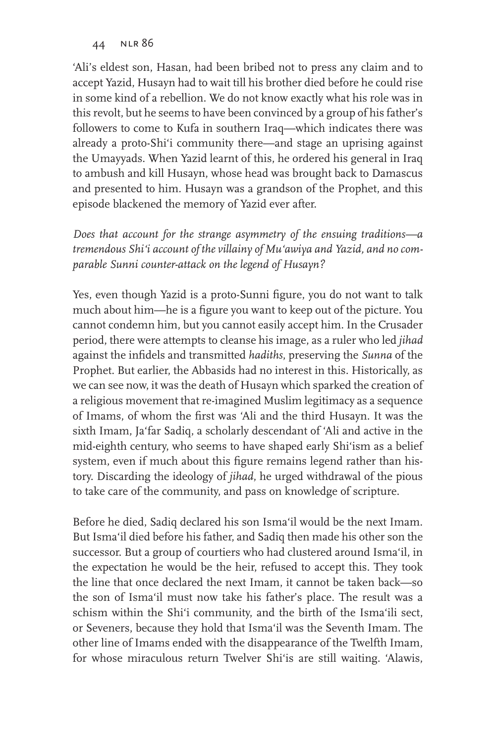'Ali's eldest son, Hasan, had been bribed not to press any claim and to accept Yazid, Husayn had to wait till his brother died before he could rise in some kind of a rebellion. We do not know exactly what his role was in this revolt, but he seems to have been convinced by a group of his father's followers to come to Kufa in southern Iraq—which indicates there was already a proto-Shi'i community there—and stage an uprising against the Umayyads. When Yazid learnt of this, he ordered his general in Iraq to ambush and kill Husayn, whose head was brought back to Damascus and presented to him. Husayn was a grandson of the Prophet, and this episode blackened the memory of Yazid ever after.

*Does that account for the strange asymmetry of the ensuing traditions—a tremendous Shi'i account of the villainy of Mu'awiya and Yazid, and no comparable Sunni counter-attack on the legend of Husayn?*

Yes, even though Yazid is a proto-Sunni figure, you do not want to talk much about him—he is a figure you want to keep out of the picture. You cannot condemn him, but you cannot easily accept him. In the Crusader period, there were attempts to cleanse his image, as a ruler who led *jihad* against the infidels and transmitted *hadiths*, preserving the *Sunna* of the Prophet. But earlier, the Abbasids had no interest in this. Historically, as we can see now, it was the death of Husayn which sparked the creation of a religious movement that re-imagined Muslim legitimacy as a sequence of Imams, of whom the first was 'Ali and the third Husayn. It was the sixth Imam, Ja'far Sadiq, a scholarly descendant of 'Ali and active in the mid-eighth century, who seems to have shaped early Shi'ism as a belief system, even if much about this figure remains legend rather than history. Discarding the ideology of *jihad*, he urged withdrawal of the pious to take care of the community, and pass on knowledge of scripture.

Before he died, Sadiq declared his son Isma'il would be the next Imam. But Isma'il died before his father, and Sadiq then made his other son the successor. But a group of courtiers who had clustered around Isma'il, in the expectation he would be the heir, refused to accept this. They took the line that once declared the next Imam, it cannot be taken back—so the son of Isma'il must now take his father's place. The result was a schism within the Shi'i community, and the birth of the Isma'ili sect, or Seveners, because they hold that Isma'il was the Seventh Imam. The other line of Imams ended with the disappearance of the Twelfth Imam, for whose miraculous return Twelver Shi'is are still waiting. 'Alawis,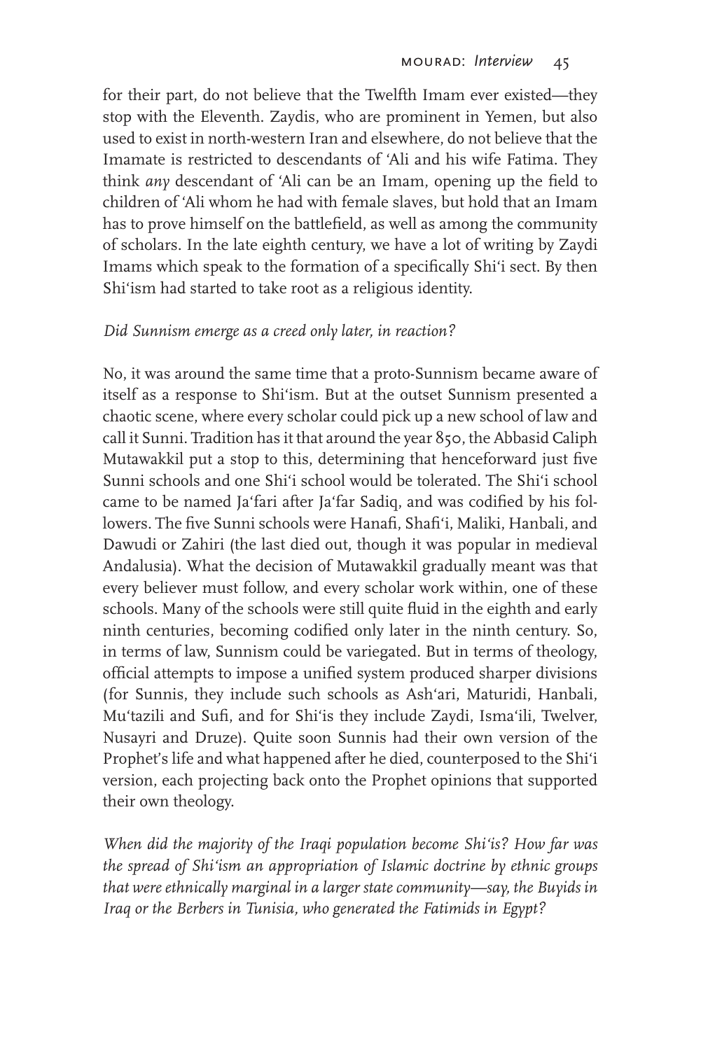for their part, do not believe that the Twelfth Imam ever existed—they stop with the Eleventh. Zaydis, who are prominent in Yemen, but also used to exist in north-western Iran and elsewhere, do not believe that the Imamate is restricted to descendants of ʿAli and his wife Fatima. They think *any* descendant of ʿAli can be an Imam, opening up the field to children of ʿAli whom he had with female slaves, but hold that an Imam has to prove himself on the battlefield, as well as among the community of scholars. In the late eighth century, we have a lot of writing by Zaydi Imams which speak to the formation of a specifically Shiʿi sect. By then Shiʿism had started to take root as a religious identity.

*Did Sunnism emerge as a creed only later, in reaction?*

No, it was around the same time that a proto-Sunnism became aware of itself as a response to Shiʿism. But at the outset Sunnism presented a chaotic scene, where every scholar could pick up a new school of law and call it Sunni. Tradition has it that around the year 850, the Abbasid Caliph Mutawakkil put a stop to this, determining that henceforward just five Sunni schools and one Shiʿi school would be tolerated. The Shiʿi school came to be named Jaʿfari after Jaʿfar Sadiq, and was codified by his followers. The five Sunni schools were Hanafi, Shafiʿi, Maliki, Hanbali, and Dawudi or Zahiri (the last died out, though it was popular in medieval Andalusia). What the decision of Mutawakkil gradually meant was that every believer must follow, and every scholar work within, one of these schools. Many of the schools were still quite fluid in the eighth and early ninth centuries, becoming codified only later in the ninth century. So, in terms of law, Sunnism could be variegated. But in terms of theology, official attempts to impose a unified system produced sharper divisions (for Sunnis, they include such schools as Ashʿari, Maturidi, Hanbali, Muʿtazili and Sufi, and for Shiʿis they include Zaydi, Ismaʿili, Twelver, Nusayri and Druze). Quite soon Sunnis had their own version of the Prophet's life and what happened after he died, counterposed to the Shiʿi version, each projecting back onto the Prophet opinions that supported their own theology.

*When did the majority of the Iraqi population become Shiʿis? How far was the spread of Shiʿism an appropriation of Islamic doctrine by ethnic groups that were ethnically marginal in a larger state community—say, the Buyids in Iraq or the Berbers in Tunisia, who generated the Fatimids in Egypt?*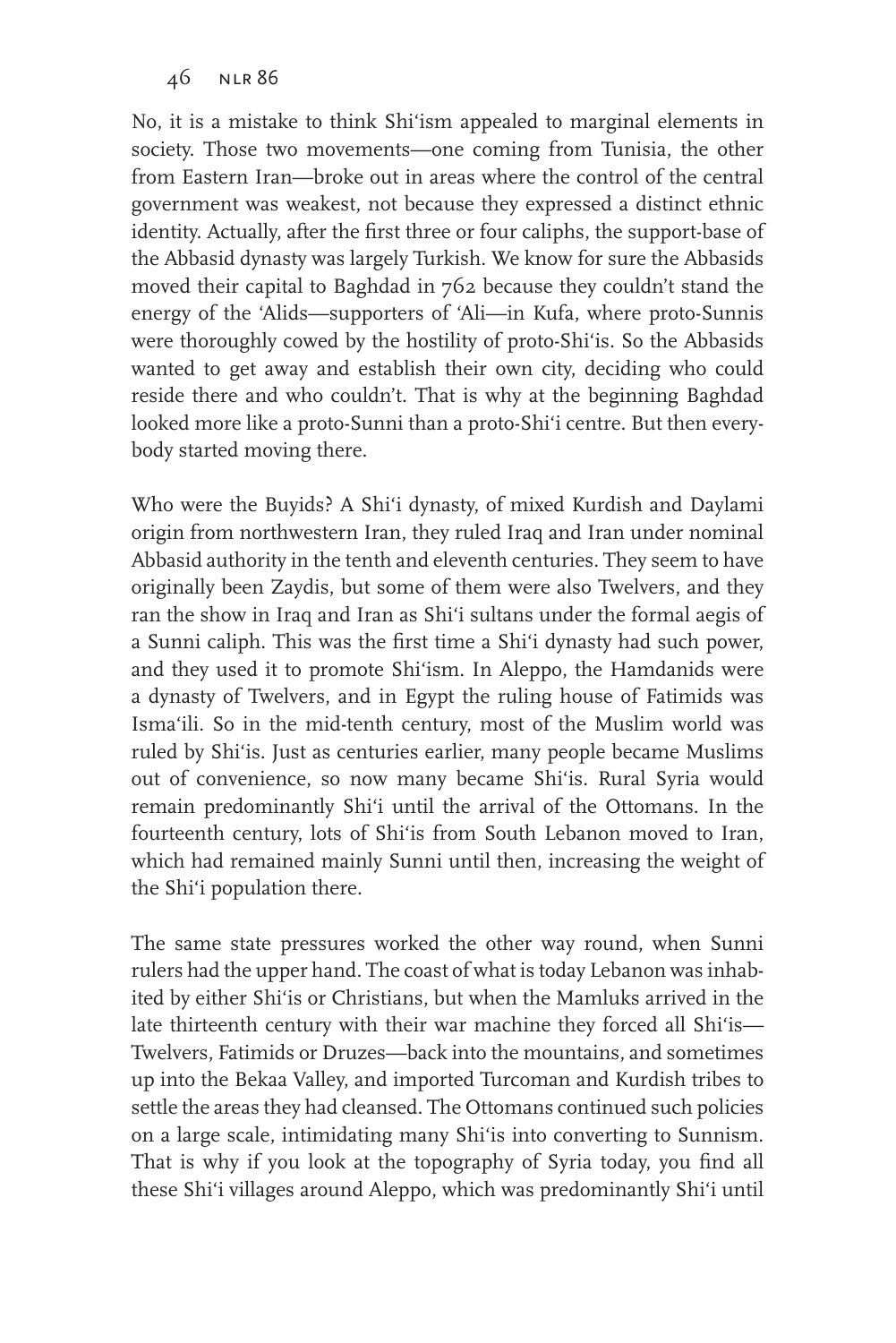No, it is a mistake to think Shi'ism appealed to marginal elements in society. Those two movements—one coming from Tunisia, the other from Eastern Iran—broke out in areas where the control of the central government was weakest, not because they expressed a distinct ethnic identity. Actually, after the first three or four caliphs, the support-base of the Abbasid dynasty was largely Turkish. We know for sure the Abbasids moved their capital to Baghdad in 762 because they couldn't stand the energy of the 'Alids—supporters of 'Ali—in Kufa, where proto-Sunnis were thoroughly cowed by the hostility of proto-Shi'is. So the Abbasids wanted to get away and establish their own city, deciding who could reside there and who couldn't. That is why at the beginning Baghdad looked more like a proto-Sunni than a proto-Shi'i centre. But then everybody started moving there.

Who were the Buyids? A Shi'i dynasty, of mixed Kurdish and Daylami origin from northwestern Iran, they ruled Iraq and Iran under nominal Abbasid authority in the tenth and eleventh centuries. They seem to have originally been Zaydis, but some of them were also Twelvers, and they ran the show in Iraq and Iran as Shi'i sultans under the formal aegis of a Sunni caliph. This was the first time a Shi'i dynasty had such power, and they used it to promote Shi'ism. In Aleppo, the Hamdanids were a dynasty of Twelvers, and in Egypt the ruling house of Fatimids was Isma'ili. So in the mid-tenth century, most of the Muslim world was ruled by Shi'is. Just as centuries earlier, many people became Muslims out of convenience, so now many became Shi'is. Rural Syria would remain predominantly Shi'i until the arrival of the Ottomans. In the fourteenth century, lots of Shi'is from South Lebanon moved to Iran, which had remained mainly Sunni until then, increasing the weight of the Shi'i population there.

The same state pressures worked the other way round, when Sunni rulers had the upper hand. The coast of what is today Lebanon was inhabited by either Shi'is or Christians, but when the Mamluks arrived in the late thirteenth century with their war machine they forced all Shi'is—Twelvers, Fatimids or Druzes—back into the mountains, and sometimes up into the Bekaa Valley, and imported Turcoman and Kurdish tribes to settle the areas they had cleansed. The Ottomans continued such policies on a large scale, intimidating many Shi'is into converting to Sunnism. That is why if you look at the topography of Syria today, you find all these Shi'i villages around Aleppo, which was predominantly Shi'i until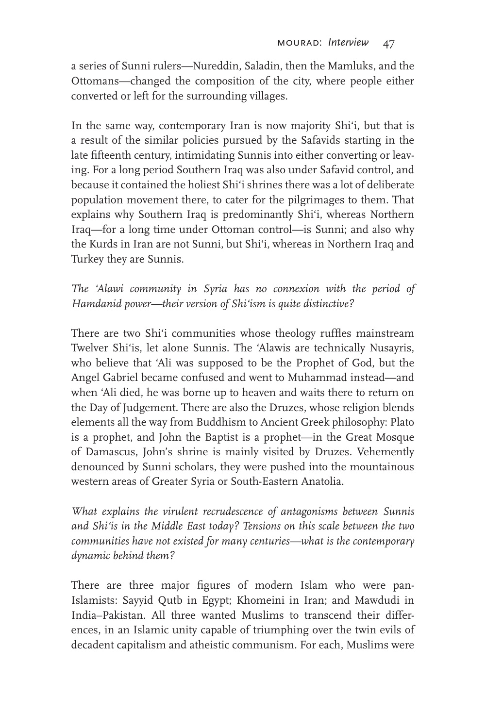a series of Sunni rulers—Nureddin, Saladin, then the Mamluks, and the Ottomans—changed the composition of the city, where people either converted or left for the surrounding villages.

In the same way, contemporary Iran is now majority Shi'i, but that is a result of the similar policies pursued by the Safavids starting in the late fifteenth century, intimidating Sunnis into either converting or leaving. For a long period Southern Iraq was also under Safavid control, and because it contained the holiest Shi'i shrines there was a lot of deliberate population movement there, to cater for the pilgrimages to them. That explains why Southern Iraq is predominantly Shi'i, whereas Northern Iraq—for a long time under Ottoman control—is Sunni; and also why the Kurds in Iran are not Sunni, but Shi'i, whereas in Northern Iraq and Turkey they are Sunnis.

*The 'Alawi community in Syria has no connexion with the period of Hamdanid power—their version of Shi'ism is quite distinctive?*

There are two Shi'i communities whose theology ruffles mainstream Twelver Shi'is, let alone Sunnis. The 'Alawis are technically Nusayris, who believe that 'Ali was supposed to be the Prophet of God, but the Angel Gabriel became confused and went to Muhammad instead—and when 'Ali died, he was borne up to heaven and waits there to return on the Day of Judgement. There are also the Druzes, whose religion blends elements all the way from Buddhism to Ancient Greek philosophy: Plato is a prophet, and John the Baptist is a prophet—in the Great Mosque of Damascus, John's shrine is mainly visited by Druzes. Vehemently denounced by Sunni scholars, they were pushed into the mountainous western areas of Greater Syria or South-Eastern Anatolia.

*What explains the virulent recrudescence of antagonisms between Sunnis and Shi'is in the Middle East today? Tensions on this scale between the two communities have not existed for many centuries—what is the contemporary dynamic behind them?*

There are three major figures of modern Islam who were pan-Islamists: Sayyid Qutb in Egypt; Khomeini in Iran; and Mawdudi in India–Pakistan. All three wanted Muslims to transcend their differences, in an Islamic unity capable of triumphing over the twin evils of decadent capitalism and atheistic communism. For each, Muslims were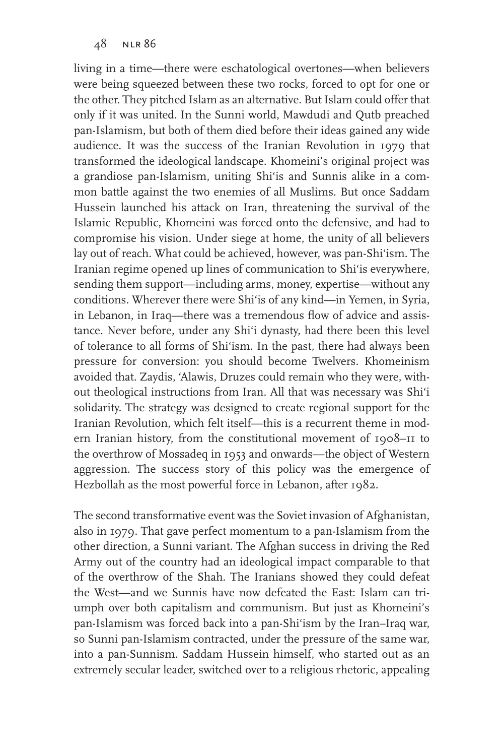living in a time—there were eschatological overtones—when believers were being squeezed between these two rocks, forced to opt for one or the other. They pitched Islam as an alternative. But Islam could offer that only if it was united. In the Sunni world, Mawdudi and Qutb preached pan-Islamism, but both of them died before their ideas gained any wide audience. It was the success of the Iranian Revolution in 1979 that transformed the ideological landscape. Khomeini's original project was a grandiose pan-Islamism, uniting Shi'is and Sunnis alike in a common battle against the two enemies of all Muslims. But once Saddam Hussein launched his attack on Iran, threatening the survival of the Islamic Republic, Khomeini was forced onto the defensive, and had to compromise his vision. Under siege at home, the unity of all believers lay out of reach. What could be achieved, however, was pan-Shi'ism. The Iranian regime opened up lines of communication to Shi'is everywhere, sending them support—including arms, money, expertise—without any conditions. Wherever there were Shi'is of any kind—in Yemen, in Syria, in Lebanon, in Iraq—there was a tremendous flow of advice and assistance. Never before, under any Shi'i dynasty, had there been this level of tolerance to all forms of Shi'ism. In the past, there had always been pressure for conversion: you should become Twelvers. Khomeinism avoided that. Zaydis, 'Alawis, Druzes could remain who they were, without theological instructions from Iran. All that was necessary was Shi'i solidarity. The strategy was designed to create regional support for the Iranian Revolution, which felt itself—this is a recurrent theme in modern Iranian history, from the constitutional movement of 1908–11 to the overthrow of Mossadeq in 1953 and onwards—the object of Western aggression. The success story of this policy was the emergence of Hezbollah as the most powerful force in Lebanon, after 1982.

The second transformative event was the Soviet invasion of Afghanistan, also in 1979. That gave perfect momentum to a pan-Islamism from the other direction, a Sunni variant. The Afghan success in driving the Red Army out of the country had an ideological impact comparable to that of the overthrow of the Shah. The Iranians showed they could defeat the West—and we Sunnis have now defeated the East: Islam can triumph over both capitalism and communism. But just as Khomeini's pan-Islamism was forced back into a pan-Shi'ism by the Iran–Iraq war, so Sunni pan-Islamism contracted, under the pressure of the same war, into a pan-Sunnism. Saddam Hussein himself, who started out as an extremely secular leader, switched over to a religious rhetoric, appealing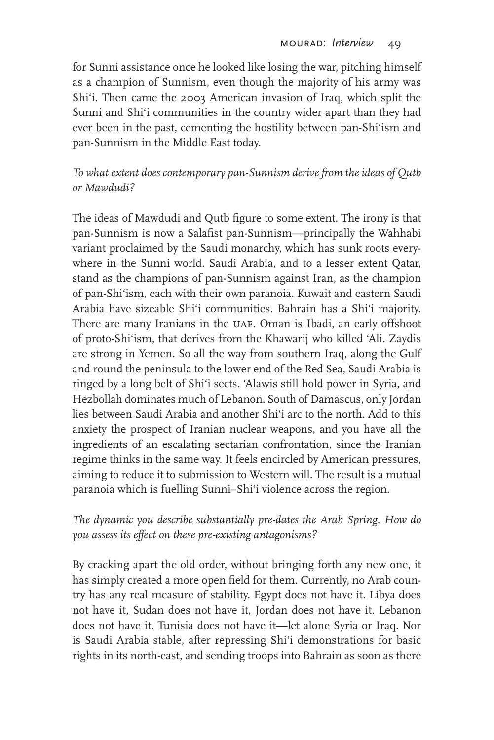for Sunni assistance once he looked like losing the war, pitching himself as a champion of Sunnism, even though the majority of his army was Shi'i. Then came the 2003 American invasion of Iraq, which split the Sunni and Shi'i communities in the country wider apart than they had ever been in the past, cementing the hostility between pan-Shi'ism and pan-Sunnism in the Middle East today.

*To what extent does contemporary pan-Sunnism derive from the ideas of Qutb or Mawdudi?*

The ideas of Mawdudi and Qutb figure to some extent. The irony is that pan-Sunnism is now a Salafist pan-Sunnism—principally the Wahhabi variant proclaimed by the Saudi monarchy, which has sunk roots everywhere in the Sunni world. Saudi Arabia, and to a lesser extent Qatar, stand as the champions of pan-Sunnism against Iran, as the champion of pan-Shi'ism, each with their own paranoia. Kuwait and eastern Saudi Arabia have sizeable Shi'i communities. Bahrain has a Shi'i majority. There are many Iranians in the UAE. Oman is Ibadi, an early offshoot of proto-Shi'ism, that derives from the Khawarij who killed 'Ali. Zaydis are strong in Yemen. So all the way from southern Iraq, along the Gulf and round the peninsula to the lower end of the Red Sea, Saudi Arabia is ringed by a long belt of Shi'i sects. 'Alawis still hold power in Syria, and Hezbollah dominates much of Lebanon. South of Damascus, only Jordan lies between Saudi Arabia and another Shi'i arc to the north. Add to this anxiety the prospect of Iranian nuclear weapons, and you have all the ingredients of an escalating sectarian confrontation, since the Iranian regime thinks in the same way. It feels encircled by American pressures, aiming to reduce it to submission to Western will. The result is a mutual paranoia which is fuelling Sunni–Shi'i violence across the region.

*The dynamic you describe substantially pre-dates the Arab Spring. How do you assess its effect on these pre-existing antagonisms?*

By cracking apart the old order, without bringing forth any new one, it has simply created a more open field for them. Currently, no Arab country has any real measure of stability. Egypt does not have it. Libya does not have it, Sudan does not have it, Jordan does not have it. Lebanon does not have it. Tunisia does not have it—let alone Syria or Iraq. Nor is Saudi Arabia stable, after repressing Shi'i demonstrations for basic rights in its north-east, and sending troops into Bahrain as soon as there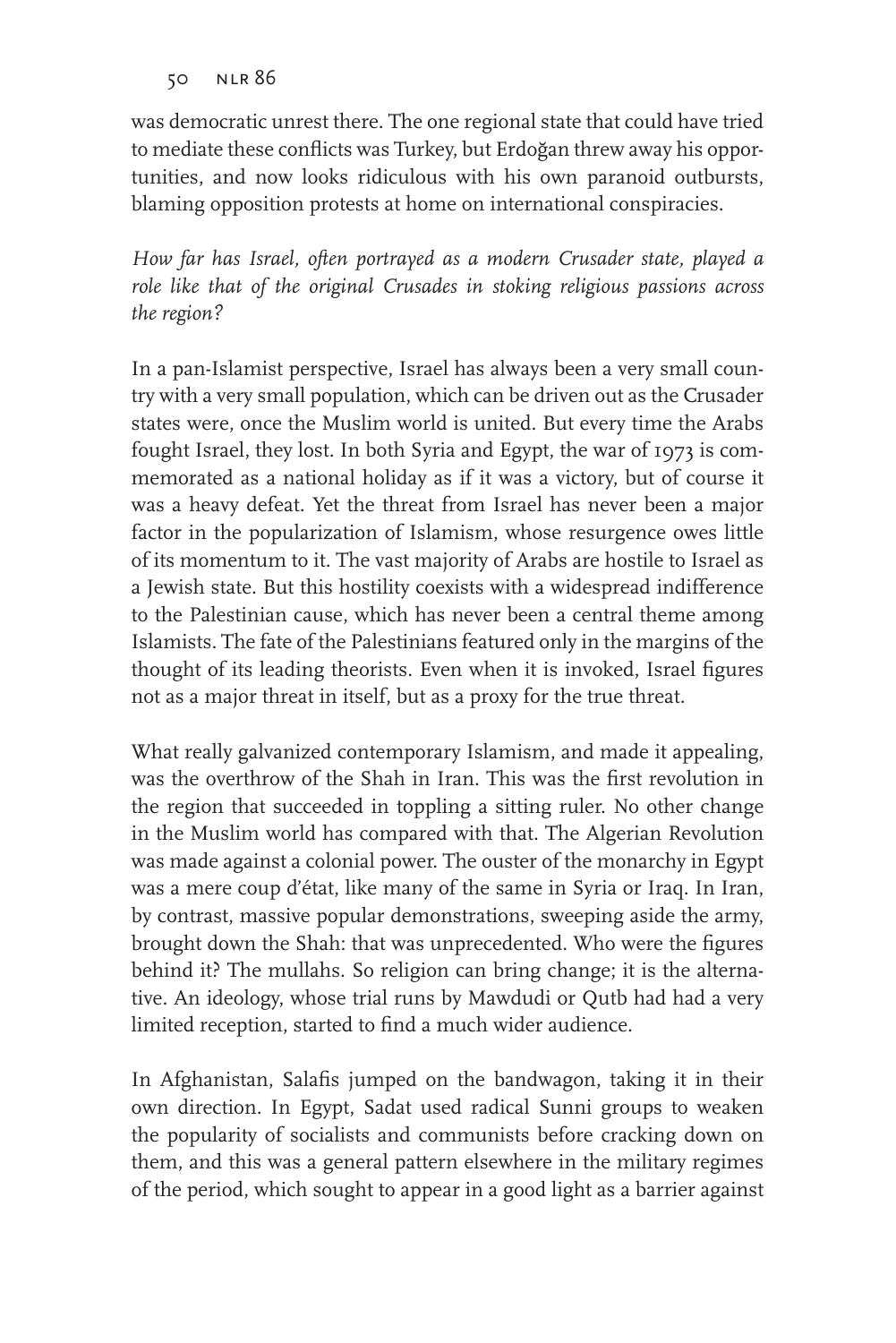was democratic unrest there. The one regional state that could have tried to mediate these conflicts was Turkey, but Erdoğan threw away his opportunities, and now looks ridiculous with his own paranoid outbursts, blaming opposition protests at home on international conspiracies.

*How far has Israel, often portrayed as a modern Crusader state, played a role like that of the original Crusades in stoking religious passions across the region?*

In a pan-Islamist perspective, Israel has always been a very small country with a very small population, which can be driven out as the Crusader states were, once the Muslim world is united. But every time the Arabs fought Israel, they lost. In both Syria and Egypt, the war of 1973 is commemorated as a national holiday as if it was a victory, but of course it was a heavy defeat. Yet the threat from Israel has never been a major factor in the popularization of Islamism, whose resurgence owes little of its momentum to it. The vast majority of Arabs are hostile to Israel as a Jewish state. But this hostility coexists with a widespread indifference to the Palestinian cause, which has never been a central theme among Islamists. The fate of the Palestinians featured only in the margins of the thought of its leading theorists. Even when it is invoked, Israel figures not as a major threat in itself, but as a proxy for the true threat.

What really galvanized contemporary Islamism, and made it appealing, was the overthrow of the Shah in Iran. This was the first revolution in the region that succeeded in toppling a sitting ruler. No other change in the Muslim world has compared with that. The Algerian Revolution was made against a colonial power. The ouster of the monarchy in Egypt was a mere coup d'état, like many of the same in Syria or Iraq. In Iran, by contrast, massive popular demonstrations, sweeping aside the army, brought down the Shah: that was unprecedented. Who were the figures behind it? The mullahs. So religion can bring change; it is the alternative. An ideology, whose trial runs by Mawdudi or Qutb had had a very limited reception, started to find a much wider audience.

In Afghanistan, Salafis jumped on the bandwagon, taking it in their own direction. In Egypt, Sadat used radical Sunni groups to weaken the popularity of socialists and communists before cracking down on them, and this was a general pattern elsewhere in the military regimes of the period, which sought to appear in a good light as a barrier against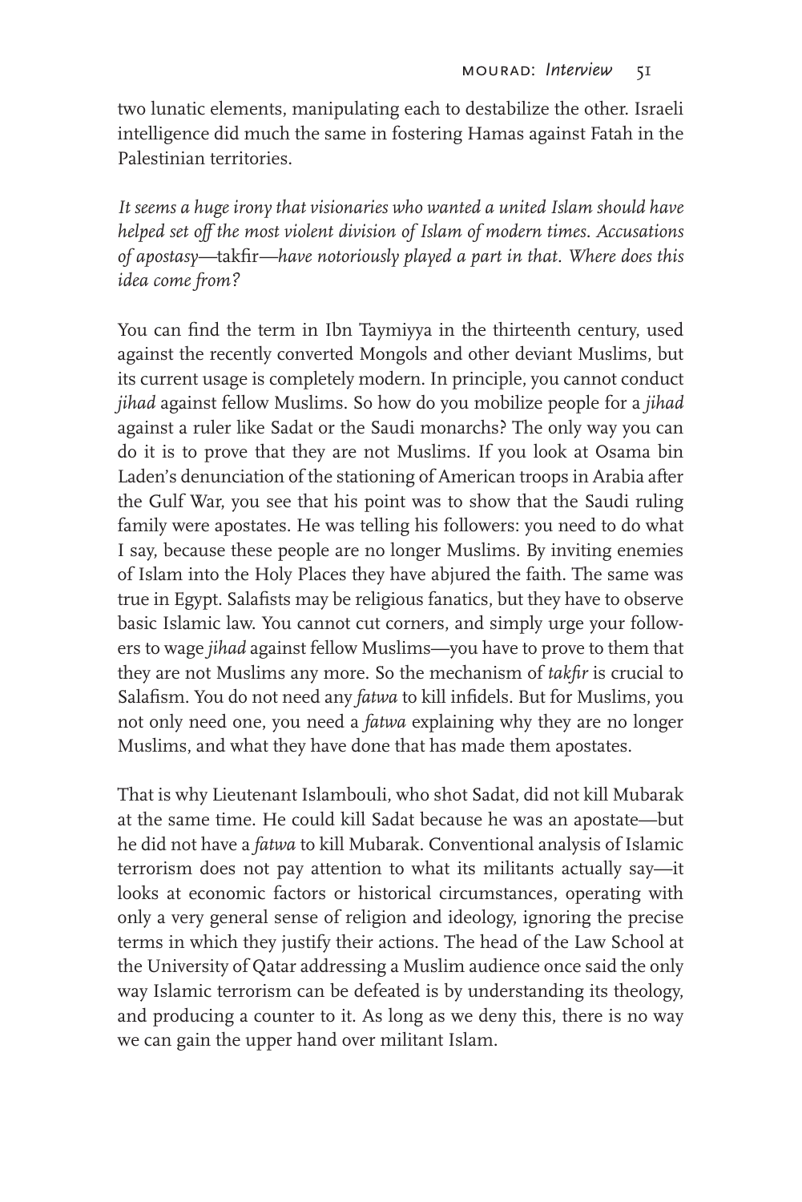two lunatic elements, manipulating each to destabilize the other. Israeli intelligence did much the same in fostering Hamas against Fatah in the Palestinian territories.

*It seems a huge irony that visionaries who wanted a united Islam should have helped set off the most violent division of Islam of modern times. Accusations of apostasy—*takfir*—have notoriously played a part in that. Where does this idea come from?*

You can find the term in Ibn Taymiyya in the thirteenth century, used against the recently converted Mongols and other deviant Muslims, but its current usage is completely modern. In principle, you cannot conduct *jihad* against fellow Muslims. So how do you mobilize people for a *jihad* against a ruler like Sadat or the Saudi monarchs? The only way you can do it is to prove that they are not Muslims. If you look at Osama bin Laden's denunciation of the stationing of American troops in Arabia after the Gulf War, you see that his point was to show that the Saudi ruling family were apostates. He was telling his followers: you need to do what I say, because these people are no longer Muslims. By inviting enemies of Islam into the Holy Places they have abjured the faith. The same was true in Egypt. Salafists may be religious fanatics, but they have to observe basic Islamic law. You cannot cut corners, and simply urge your followers to wage *jihad* against fellow Muslims—you have to prove to them that they are not Muslims any more. So the mechanism of *takfir* is crucial to Salafism. You do not need any *fatwa* to kill infidels. But for Muslims, you not only need one, you need a *fatwa* explaining why they are no longer Muslims, and what they have done that has made them apostates.

That is why Lieutenant Islambouli, who shot Sadat, did not kill Mubarak at the same time. He could kill Sadat because he was an apostate—but he did not have a *fatwa* to kill Mubarak. Conventional analysis of Islamic terrorism does not pay attention to what its militants actually say—it looks at economic factors or historical circumstances, operating with only a very general sense of religion and ideology, ignoring the precise terms in which they justify their actions. The head of the Law School at the University of Qatar addressing a Muslim audience once said the only way Islamic terrorism can be defeated is by understanding its theology, and producing a counter to it. As long as we deny this, there is no way we can gain the upper hand over militant Islam.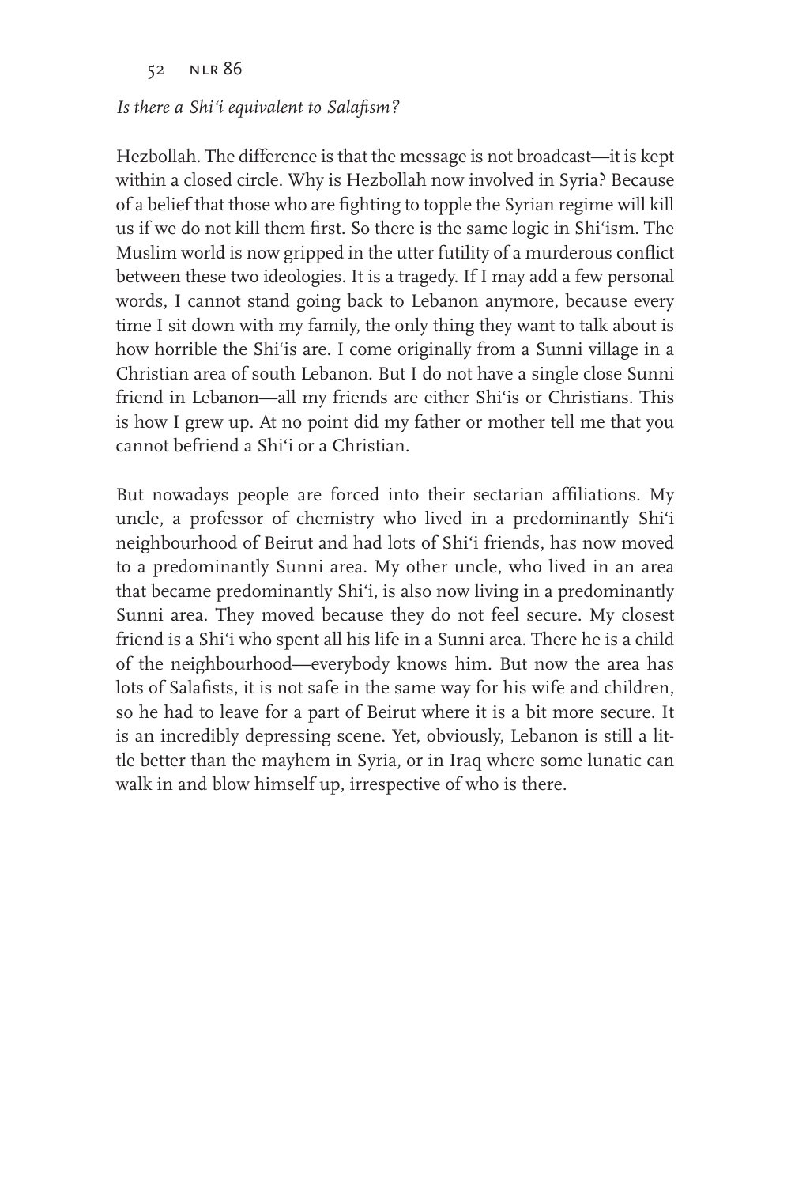*Is there a Shi'i equivalent to Salafism?*

Hezbollah. The difference is that the message is not broadcast—it is kept within a closed circle. Why is Hezbollah now involved in Syria? Because of a belief that those who are fighting to topple the Syrian regime will kill us if we do not kill them first. So there is the same logic in Shi'ism. The Muslim world is now gripped in the utter futility of a murderous conflict between these two ideologies. It is a tragedy. If I may add a few personal words, I cannot stand going back to Lebanon anymore, because every time I sit down with my family, the only thing they want to talk about is how horrible the Shi'is are. I come originally from a Sunni village in a Christian area of south Lebanon. But I do not have a single close Sunni friend in Lebanon—all my friends are either Shi'is or Christians. This is how I grew up. At no point did my father or mother tell me that you cannot befriend a Shi'i or a Christian.

But nowadays people are forced into their sectarian affiliations. My uncle, a professor of chemistry who lived in a predominantly Shi'i neighbourhood of Beirut and had lots of Shi'i friends, has now moved to a predominantly Sunni area. My other uncle, who lived in an area that became predominantly Shi'i, is also now living in a predominantly Sunni area. They moved because they do not feel secure. My closest friend is a Shi'i who spent all his life in a Sunni area. There he is a child of the neighbourhood—everybody knows him. But now the area has lots of Salafists, it is not safe in the same way for his wife and children, so he had to leave for a part of Beirut where it is a bit more secure. It is an incredibly depressing scene. Yet, obviously, Lebanon is still a little better than the mayhem in Syria, or in Iraq where some lunatic can walk in and blow himself up, irrespective of who is there.